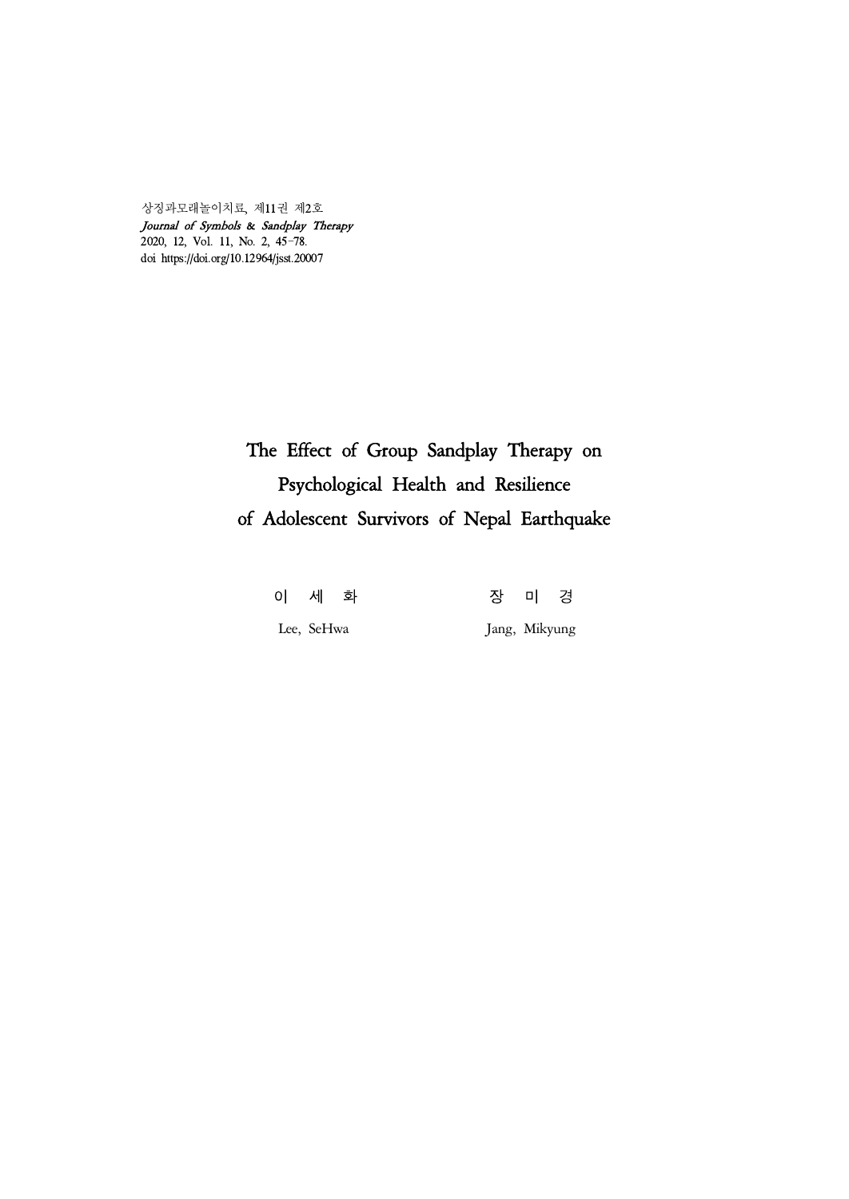상징과모래놀이치료, 제11권 제2호
*Journal of Symbols & Sandplay Therapy*
2020, 12, Vol. 11, No. 2, 45-78.
doi https://doi.org/10.12964/jsst.20007

# The Effect of Group Sandplay Therapy on Psychological Health and Resilience of Adolescent Survivors of Nepal Earthquake

이 세 화 장 미 경

Lee, SeHwa Jang, Mikyung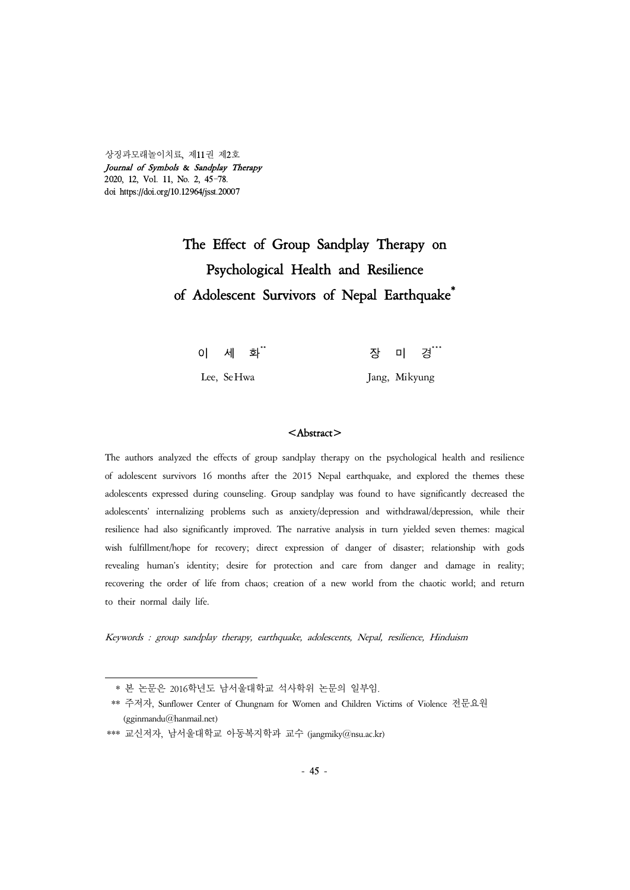# The Effect of Group Sandplay Therapy on Psychological Health and Resilience of Adolescent Survivors of Nepal Earthquake*

이 세 화**　　　　　　장 미 경***

Lee, SeHwa　　　　　　Jang, Mikyung

## <Abstract>

The authors analyzed the effects of group sandplay therapy on the psychological health and resilience of adolescent survivors 16 months after the 2015 Nepal earthquake, and explored the themes these adolescents expressed during counseling. Group sandplay was found to have significantly decreased the adolescents' internalizing problems such as anxiety/depression and withdrawal/depression, while their resilience had also significantly improved. The narrative analysis in turn yielded seven themes: magical wish fulfillment/hope for recovery; direct expression of danger of disaster; relationship with gods revealing human's identity; desire for protection and care from danger and damage in reality; recovering the order of life from chaos; creation of a new world from the chaotic world; and return to their normal daily life.

*Keywords : group sandplay therapy, earthquake, adolescents, Nepal, resilience, Hinduism*

---

\* 본 논문은 2016학년도 남서울대학교 석사학위 논문의 일부임.

\*\* 주저자, Sunflower Center of Chungnam for Women and Children Victims of Violence 전문요원 (gginmandu@hanmail.net)

\*\*\* 교신저자, 남서울대학교 아동복지학과 교수 (jangmiky@nsu.ac.kr)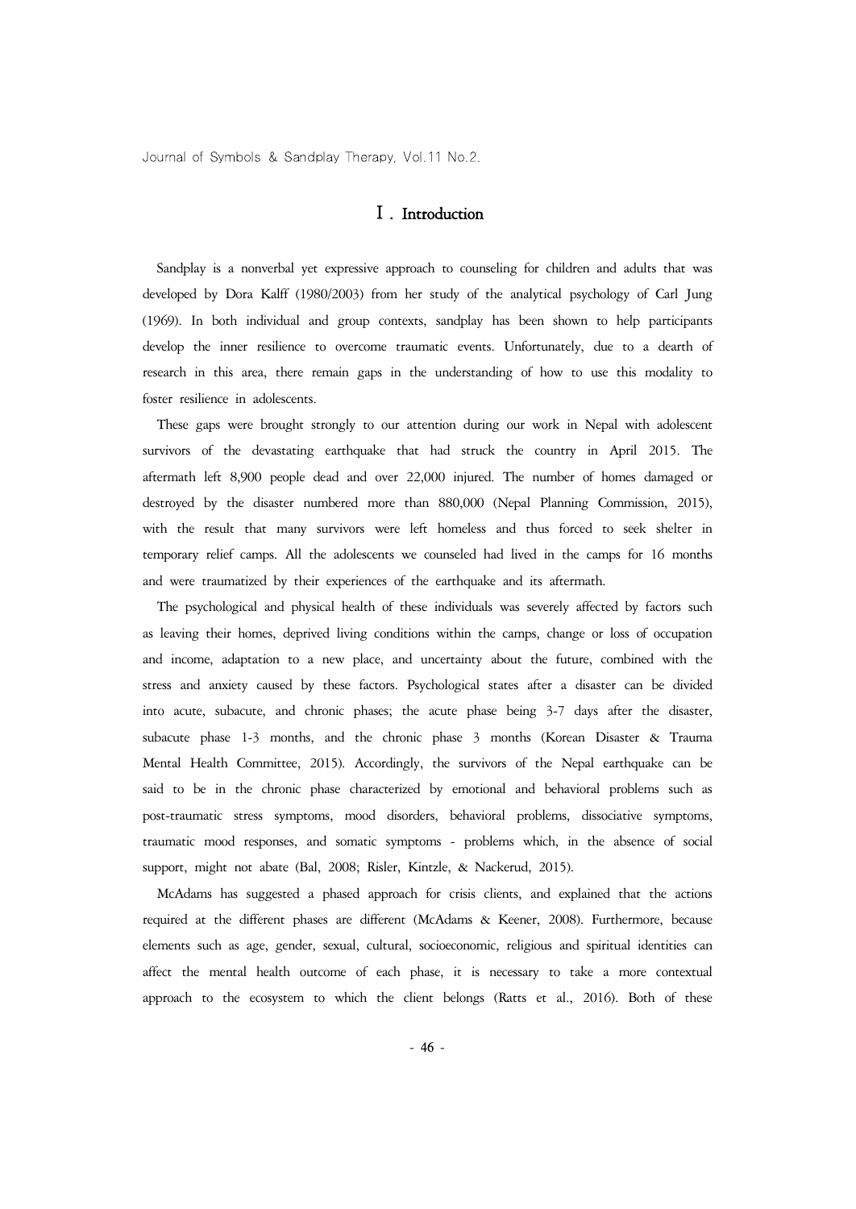## Ⅰ. Introduction

Sandplay is a nonverbal yet expressive approach to counseling for children and adults that was developed by Dora Kalff (1980/2003) from her study of the analytical psychology of Carl Jung (1969). In both individual and group contexts, sandplay has been shown to help participants develop the inner resilience to overcome traumatic events. Unfortunately, due to a dearth of research in this area, there remain gaps in the understanding of how to use this modality to foster resilience in adolescents.

These gaps were brought strongly to our attention during our work in Nepal with adolescent survivors of the devastating earthquake that had struck the country in April 2015. The aftermath left 8,900 people dead and over 22,000 injured. The number of homes damaged or destroyed by the disaster numbered more than 880,000 (Nepal Planning Commission, 2015), with the result that many survivors were left homeless and thus forced to seek shelter in temporary relief camps. All the adolescents we counseled had lived in the camps for 16 months and were traumatized by their experiences of the earthquake and its aftermath.

The psychological and physical health of these individuals was severely affected by factors such as leaving their homes, deprived living conditions within the camps, change or loss of occupation and income, adaptation to a new place, and uncertainty about the future, combined with the stress and anxiety caused by these factors. Psychological states after a disaster can be divided into acute, subacute, and chronic phases; the acute phase being 3-7 days after the disaster, subacute phase 1-3 months, and the chronic phase 3 months (Korean Disaster & Trauma Mental Health Committee, 2015). Accordingly, the survivors of the Nepal earthquake can be said to be in the chronic phase characterized by emotional and behavioral problems such as post-traumatic stress symptoms, mood disorders, behavioral problems, dissociative symptoms, traumatic mood responses, and somatic symptoms - problems which, in the absence of social support, might not abate (Bal, 2008; Risler, Kintzle, & Nackerud, 2015).

McAdams has suggested a phased approach for crisis clients, and explained that the actions required at the different phases are different (McAdams & Keener, 2008). Furthermore, because elements such as age, gender, sexual, cultural, socioeconomic, religious and spiritual identities can affect the mental health outcome of each phase, it is necessary to take a more contextual approach to the ecosystem to which the client belongs (Ratts et al., 2016). Both of these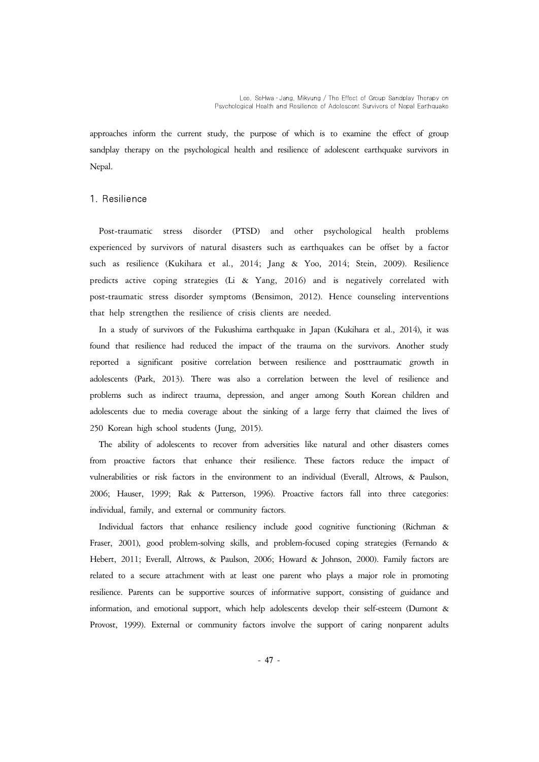approaches inform the current study, the purpose of which is to examine the effect of group sandplay therapy on the psychological health and resilience of adolescent earthquake survivors in Nepal.

## 1. Resilience

Post-traumatic stress disorder (PTSD) and other psychological health problems experienced by survivors of natural disasters such as earthquakes can be offset by a factor such as resilience (Kukihara et al., 2014; Jang & Yoo, 2014; Stein, 2009). Resilience predicts active coping strategies (Li & Yang, 2016) and is negatively correlated with post-traumatic stress disorder symptoms (Bensimon, 2012). Hence counseling interventions that help strengthen the resilience of crisis clients are needed.

In a study of survivors of the Fukushima earthquake in Japan (Kukihara et al., 2014), it was found that resilience had reduced the impact of the trauma on the survivors. Another study reported a significant positive correlation between resilience and posttraumatic growth in adolescents (Park, 2013). There was also a correlation between the level of resilience and problems such as indirect trauma, depression, and anger among South Korean children and adolescents due to media coverage about the sinking of a large ferry that claimed the lives of 250 Korean high school students (Jung, 2015).

The ability of adolescents to recover from adversities like natural and other disasters comes from proactive factors that enhance their resilience. These factors reduce the impact of vulnerabilities or risk factors in the environment to an individual (Everall, Altrows, & Paulson, 2006; Hauser, 1999; Rak & Patterson, 1996). Proactive factors fall into three categories: individual, family, and external or community factors.

Individual factors that enhance resiliency include good cognitive functioning (Richman & Fraser, 2001), good problem-solving skills, and problem-focused coping strategies (Fernando & Hebert, 2011; Everall, Altrows, & Paulson, 2006; Howard & Johnson, 2000). Family factors are related to a secure attachment with at least one parent who plays a major role in promoting resilience. Parents can be supportive sources of informative support, consisting of guidance and information, and emotional support, which help adolescents develop their self-esteem (Dumont & Provost, 1999). External or community factors involve the support of caring nonparent adults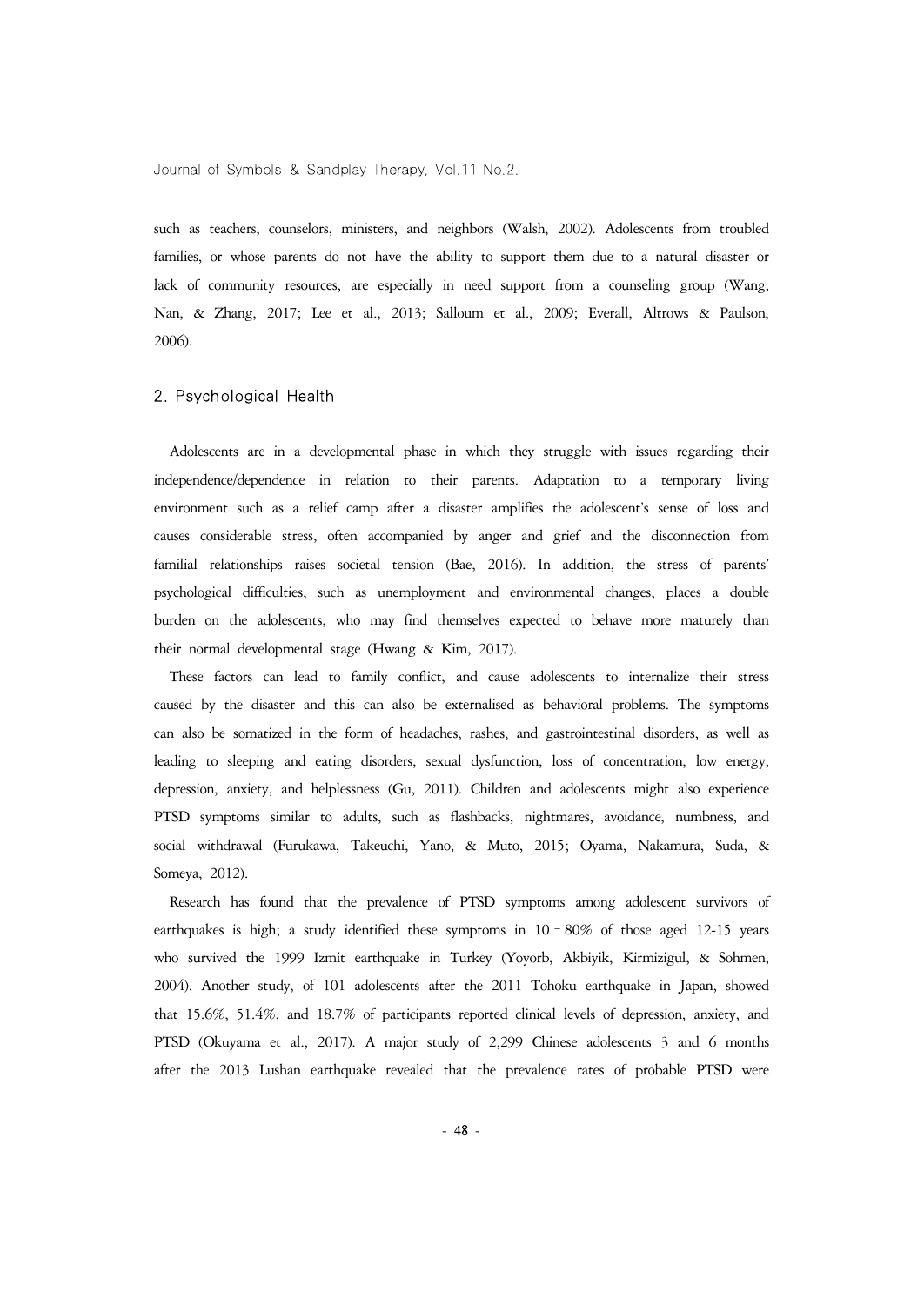such as teachers, counselors, ministers, and neighbors (Walsh, 2002). Adolescents from troubled families, or whose parents do not have the ability to support them due to a natural disaster or lack of community resources, are especially in need support from a counseling group (Wang, Nan, & Zhang, 2017; Lee et al., 2013; Salloum et al., 2009; Everall, Altrows & Paulson, 2006).

## 2. Psychological Health

Adolescents are in a developmental phase in which they struggle with issues regarding their independence/dependence in relation to their parents. Adaptation to a temporary living environment such as a relief camp after a disaster amplifies the adolescent's sense of loss and causes considerable stress, often accompanied by anger and grief and the disconnection from familial relationships raises societal tension (Bae, 2016). In addition, the stress of parents' psychological difficulties, such as unemployment and environmental changes, places a double burden on the adolescents, who may find themselves expected to behave more maturely than their normal developmental stage (Hwang & Kim, 2017).

These factors can lead to family conflict, and cause adolescents to internalize their stress caused by the disaster and this can also be externalised as behavioral problems. The symptoms can also be somatized in the form of headaches, rashes, and gastrointestinal disorders, as well as leading to sleeping and eating disorders, sexual dysfunction, loss of concentration, low energy, depression, anxiety, and helplessness (Gu, 2011). Children and adolescents might also experience PTSD symptoms similar to adults, such as flashbacks, nightmares, avoidance, numbness, and social withdrawal (Furukawa, Takeuchi, Yano, & Muto, 2015; Oyama, Nakamura, Suda, & Someya, 2012).

Research has found that the prevalence of PTSD symptoms among adolescent survivors of earthquakes is high; a study identified these symptoms in 10–80% of those aged 12-15 years who survived the 1999 Izmit earthquake in Turkey (Yoyorb, Akbiyik, Kirmizigul, & Sohmen, 2004). Another study, of 101 adolescents after the 2011 Tohoku earthquake in Japan, showed that 15.6%, 51.4%, and 18.7% of participants reported clinical levels of depression, anxiety, and PTSD (Okuyama et al., 2017). A major study of 2,299 Chinese adolescents 3 and 6 months after the 2013 Lushan earthquake revealed that the prevalence rates of probable PTSD were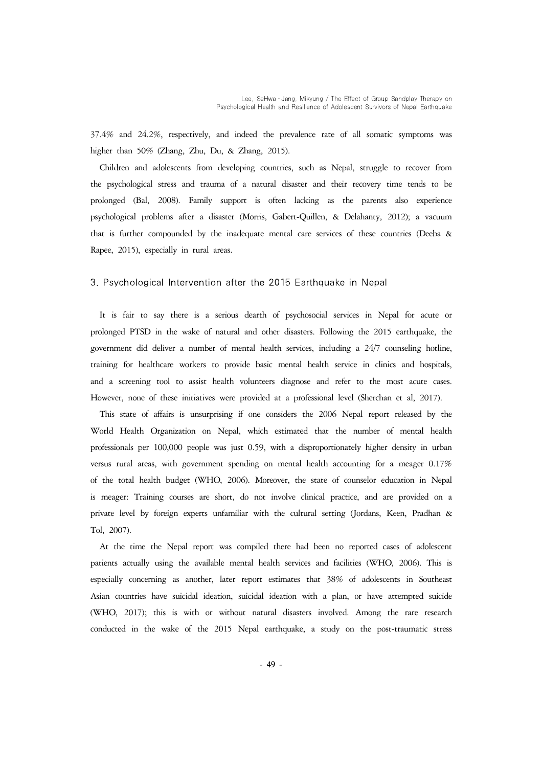37.4% and 24.2%, respectively, and indeed the prevalence rate of all somatic symptoms was higher than 50% (Zhang, Zhu, Du, & Zhang, 2015).

Children and adolescents from developing countries, such as Nepal, struggle to recover from the psychological stress and trauma of a natural disaster and their recovery time tends to be prolonged (Bal, 2008). Family support is often lacking as the parents also experience psychological problems after a disaster (Morris, Gabert-Quillen, & Delahanty, 2012); a vacuum that is further compounded by the inadequate mental care services of these countries (Deeba & Rapee, 2015), especially in rural areas.

### 3. Psychological Intervention after the 2015 Earthquake in Nepal

It is fair to say there is a serious dearth of psychosocial services in Nepal for acute or prolonged PTSD in the wake of natural and other disasters. Following the 2015 earthquake, the government did deliver a number of mental health services, including a 24/7 counseling hotline, training for healthcare workers to provide basic mental health service in clinics and hospitals, and a screening tool to assist health volunteers diagnose and refer to the most acute cases. However, none of these initiatives were provided at a professional level (Sherchan et al, 2017).

This state of affairs is unsurprising if one considers the 2006 Nepal report released by the World Health Organization on Nepal, which estimated that the number of mental health professionals per 100,000 people was just 0.59, with a disproportionately higher density in urban versus rural areas, with government spending on mental health accounting for a meager 0.17% of the total health budget (WHO, 2006). Moreover, the state of counselor education in Nepal is meager: Training courses are short, do not involve clinical practice, and are provided on a private level by foreign experts unfamiliar with the cultural setting (Jordans, Keen, Pradhan & Tol, 2007).

At the time the Nepal report was compiled there had been no reported cases of adolescent patients actually using the available mental health services and facilities (WHO, 2006). This is especially concerning as another, later report estimates that 38% of adolescents in Southeast Asian countries have suicidal ideation, suicidal ideation with a plan, or have attempted suicide (WHO, 2017); this is with or without natural disasters involved. Among the rare research conducted in the wake of the 2015 Nepal earthquake, a study on the post-traumatic stress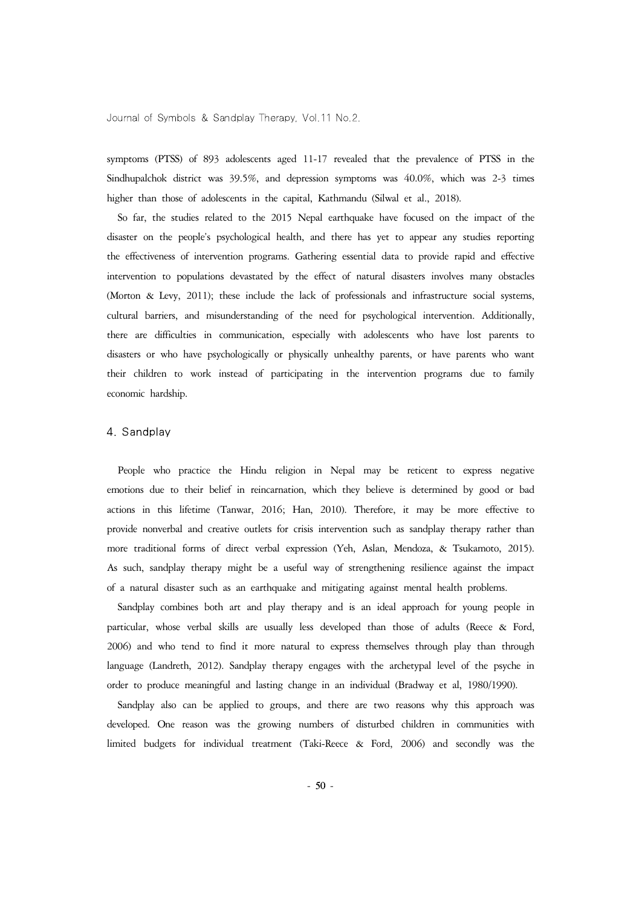symptoms (PTSS) of 893 adolescents aged 11-17 revealed that the prevalence of PTSS in the Sindhupalchok district was 39.5%, and depression symptoms was 40.0%, which was 2-3 times higher than those of adolescents in the capital, Kathmandu (Silwal et al., 2018).

So far, the studies related to the 2015 Nepal earthquake have focused on the impact of the disaster on the people's psychological health, and there has yet to appear any studies reporting the effectiveness of intervention programs. Gathering essential data to provide rapid and effective intervention to populations devastated by the effect of natural disasters involves many obstacles (Morton & Levy, 2011); these include the lack of professionals and infrastructure social systems, cultural barriers, and misunderstanding of the need for psychological intervention. Additionally, there are difficulties in communication, especially with adolescents who have lost parents to disasters or who have psychologically or physically unhealthy parents, or have parents who want their children to work instead of participating in the intervention programs due to family economic hardship.

## 4. Sandplay

People who practice the Hindu religion in Nepal may be reticent to express negative emotions due to their belief in reincarnation, which they believe is determined by good or bad actions in this lifetime (Tanwar, 2016; Han, 2010). Therefore, it may be more effective to provide nonverbal and creative outlets for crisis intervention such as sandplay therapy rather than more traditional forms of direct verbal expression (Yeh, Aslan, Mendoza, & Tsukamoto, 2015). As such, sandplay therapy might be a useful way of strengthening resilience against the impact of a natural disaster such as an earthquake and mitigating against mental health problems.

Sandplay combines both art and play therapy and is an ideal approach for young people in particular, whose verbal skills are usually less developed than those of adults (Reece & Ford, 2006) and who tend to find it more natural to express themselves through play than through language (Landreth, 2012). Sandplay therapy engages with the archetypal level of the psyche in order to produce meaningful and lasting change in an individual (Bradway et al, 1980/1990).

Sandplay also can be applied to groups, and there are two reasons why this approach was developed. One reason was the growing numbers of disturbed children in communities with limited budgets for individual treatment (Taki-Reece & Ford, 2006) and secondly was the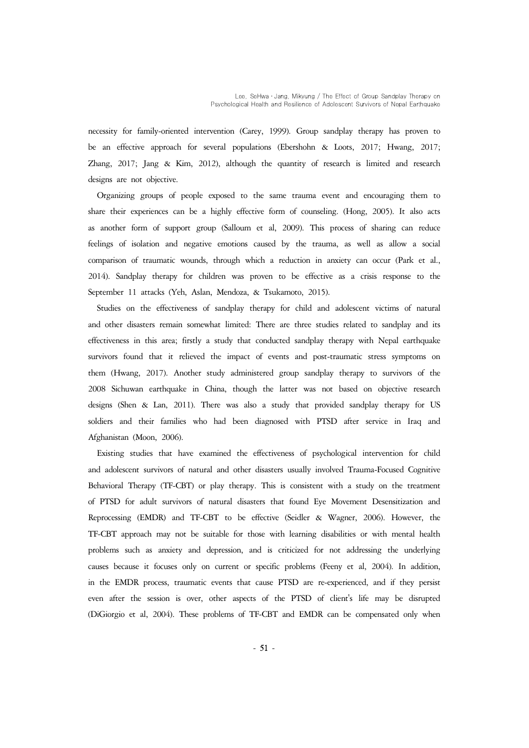necessity for family-oriented intervention (Carey, 1999). Group sandplay therapy has proven to be an effective approach for several populations (Ebershohn & Loots, 2017; Hwang, 2017; Zhang, 2017; Jang & Kim, 2012), although the quantity of research is limited and research designs are not objective.

Organizing groups of people exposed to the same trauma event and encouraging them to share their experiences can be a highly effective form of counseling. (Hong, 2005). It also acts as another form of support group (Salloum et al, 2009). This process of sharing can reduce feelings of isolation and negative emotions caused by the trauma, as well as allow a social comparison of traumatic wounds, through which a reduction in anxiety can occur (Park et al., 2014). Sandplay therapy for children was proven to be effective as a crisis response to the September 11 attacks (Yeh, Aslan, Mendoza, & Tsukamoto, 2015).

Studies on the effectiveness of sandplay therapy for child and adolescent victims of natural and other disasters remain somewhat limited: There are three studies related to sandplay and its effectiveness in this area; firstly a study that conducted sandplay therapy with Nepal earthquake survivors found that it relieved the impact of events and post-traumatic stress symptoms on them (Hwang, 2017). Another study administered group sandplay therapy to survivors of the 2008 Sichuwan earthquake in China, though the latter was not based on objective research designs (Shen & Lan, 2011). There was also a study that provided sandplay therapy for US soldiers and their families who had been diagnosed with PTSD after service in Iraq and Afghanistan (Moon, 2006).

Existing studies that have examined the effectiveness of psychological intervention for child and adolescent survivors of natural and other disasters usually involved Trauma-Focused Cognitive Behavioral Therapy (TF-CBT) or play therapy. This is consistent with a study on the treatment of PTSD for adult survivors of natural disasters that found Eye Movement Desensitization and Reprocessing (EMDR) and TF-CBT to be effective (Seidler & Wagner, 2006). However, the TF-CBT approach may not be suitable for those with learning disabilities or with mental health problems such as anxiety and depression, and is criticized for not addressing the underlying causes because it focuses only on current or specific problems (Feeny et al, 2004). In addition, in the EMDR process, traumatic events that cause PTSD are re-experienced, and if they persist even after the session is over, other aspects of the PTSD of client's life may be disrupted (DiGiorgio et al, 2004). These problems of TF-CBT and EMDR can be compensated only when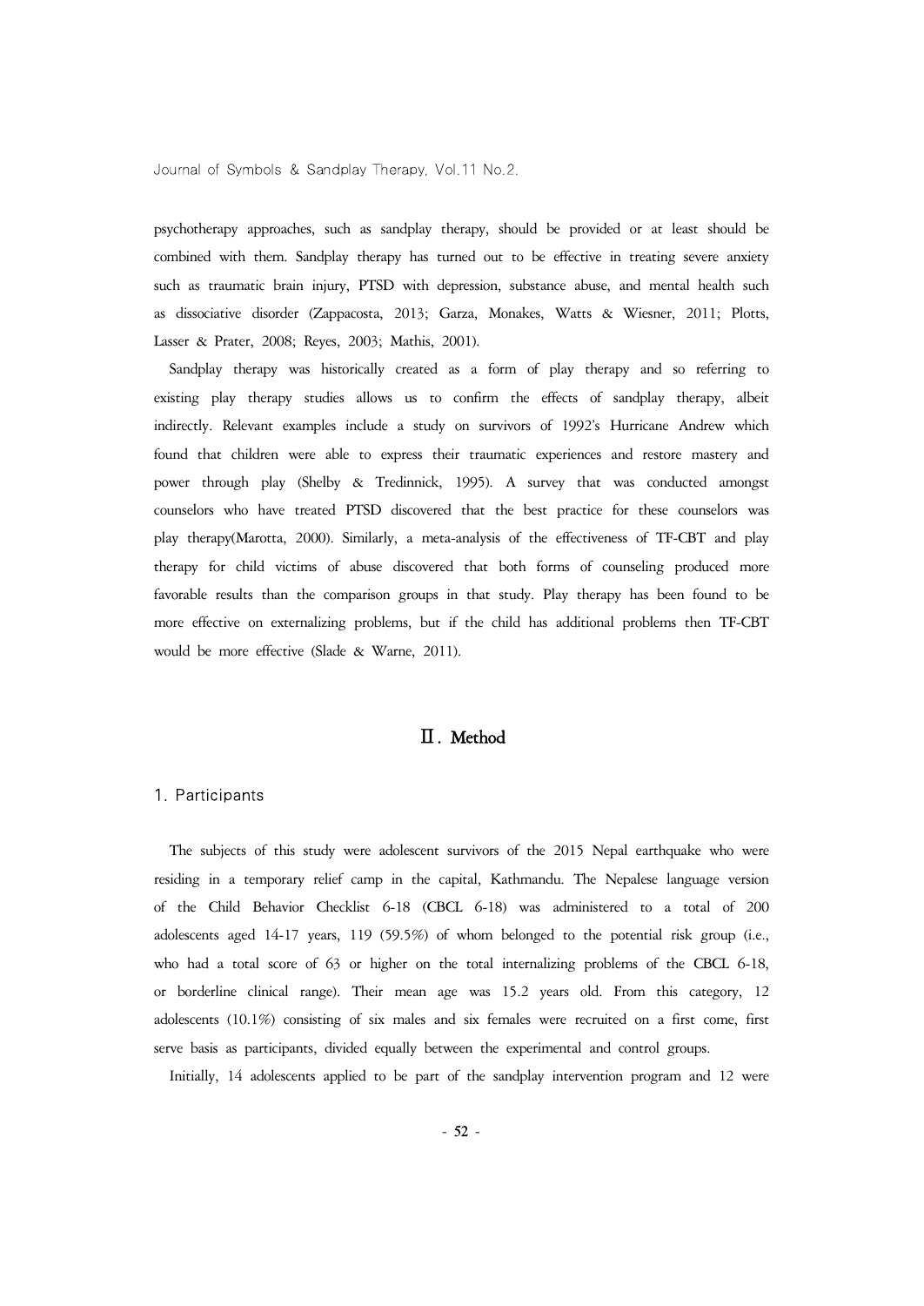psychotherapy approaches, such as sandplay therapy, should be provided or at least should be combined with them. Sandplay therapy has turned out to be effective in treating severe anxiety such as traumatic brain injury, PTSD with depression, substance abuse, and mental health such as dissociative disorder (Zappacosta, 2013; Garza, Monakes, Watts & Wiesner, 2011; Plotts, Lasser & Prater, 2008; Reyes, 2003; Mathis, 2001).

Sandplay therapy was historically created as a form of play therapy and so referring to existing play therapy studies allows us to confirm the effects of sandplay therapy, albeit indirectly. Relevant examples include a study on survivors of 1992's Hurricane Andrew which found that children were able to express their traumatic experiences and restore mastery and power through play (Shelby & Tredinnick, 1995). A survey that was conducted amongst counselors who have treated PTSD discovered that the best practice for these counselors was play therapy(Marotta, 2000). Similarly, a meta-analysis of the effectiveness of TF-CBT and play therapy for child victims of abuse discovered that both forms of counseling produced more favorable results than the comparison groups in that study. Play therapy has been found to be more effective on externalizing problems, but if the child has additional problems then TF-CBT would be more effective (Slade & Warne, 2011).

## Ⅱ. Method

### 1. Participants

The subjects of this study were adolescent survivors of the 2015 Nepal earthquake who were residing in a temporary relief camp in the capital, Kathmandu. The Nepalese language version of the Child Behavior Checklist 6-18 (CBCL 6-18) was administered to a total of 200 adolescents aged 14-17 years, 119 (59.5%) of whom belonged to the potential risk group (i.e., who had a total score of 63 or higher on the total internalizing problems of the CBCL 6-18, or borderline clinical range). Their mean age was 15.2 years old. From this category, 12 adolescents (10.1%) consisting of six males and six females were recruited on a first come, first serve basis as participants, divided equally between the experimental and control groups.

Initially, 14 adolescents applied to be part of the sandplay intervention program and 12 were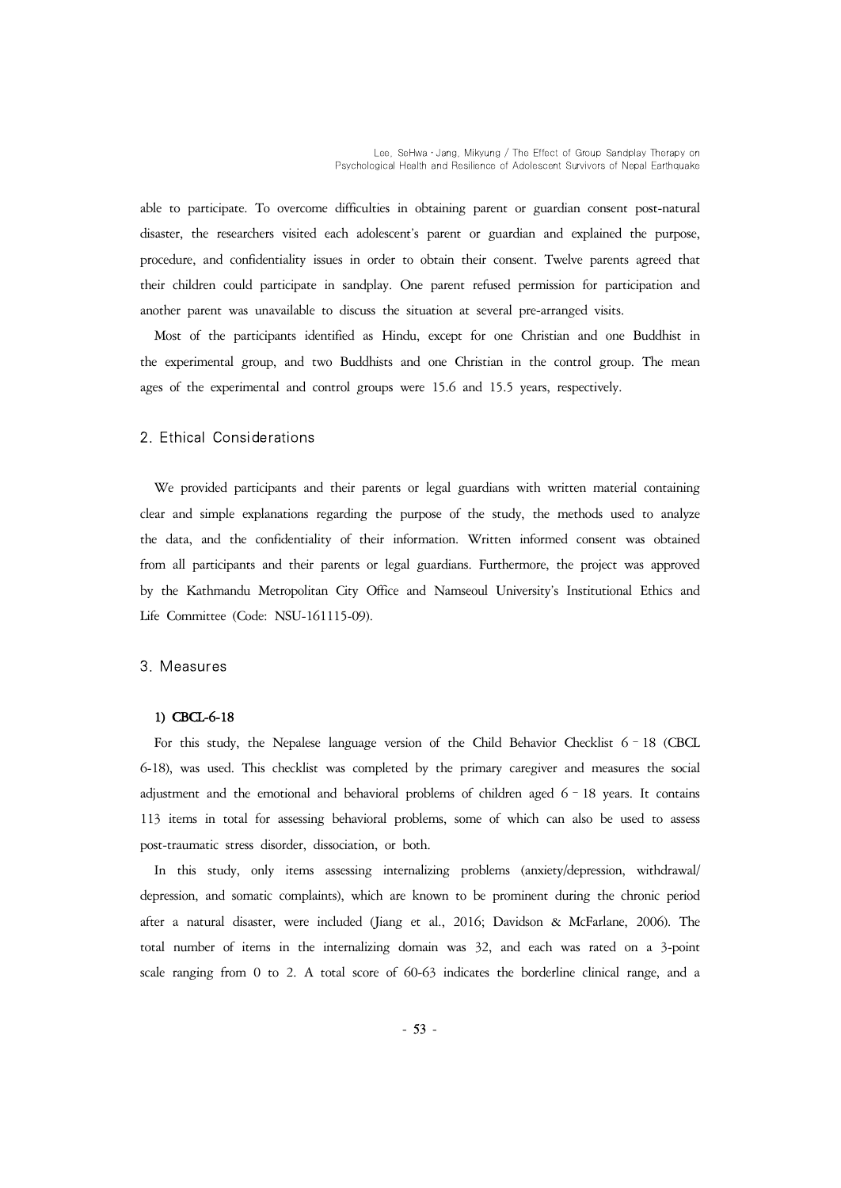able to participate. To overcome difficulties in obtaining parent or guardian consent post-natural disaster, the researchers visited each adolescent's parent or guardian and explained the purpose, procedure, and confidentiality issues in order to obtain their consent. Twelve parents agreed that their children could participate in sandplay. One parent refused permission for participation and another parent was unavailable to discuss the situation at several pre-arranged visits.

Most of the participants identified as Hindu, except for one Christian and one Buddhist in the experimental group, and two Buddhists and one Christian in the control group. The mean ages of the experimental and control groups were 15.6 and 15.5 years, respectively.

## 2. Ethical Considerations

We provided participants and their parents or legal guardians with written material containing clear and simple explanations regarding the purpose of the study, the methods used to analyze the data, and the confidentiality of their information. Written informed consent was obtained from all participants and their parents or legal guardians. Furthermore, the project was approved by the Kathmandu Metropolitan City Office and Namseoul University's Institutional Ethics and Life Committee (Code: NSU-161115-09).

## 3. Measures

### 1) CBCL-6-18

For this study, the Nepalese language version of the Child Behavior Checklist 6–18 (CBCL 6-18), was used. This checklist was completed by the primary caregiver and measures the social adjustment and the emotional and behavioral problems of children aged 6–18 years. It contains 113 items in total for assessing behavioral problems, some of which can also be used to assess post-traumatic stress disorder, dissociation, or both.

In this study, only items assessing internalizing problems (anxiety/depression, withdrawal/depression, and somatic complaints), which are known to be prominent during the chronic period after a natural disaster, were included (Jiang et al., 2016; Davidson & McFarlane, 2006). The total number of items in the internalizing domain was 32, and each was rated on a 3-point scale ranging from 0 to 2. A total score of 60-63 indicates the borderline clinical range, and a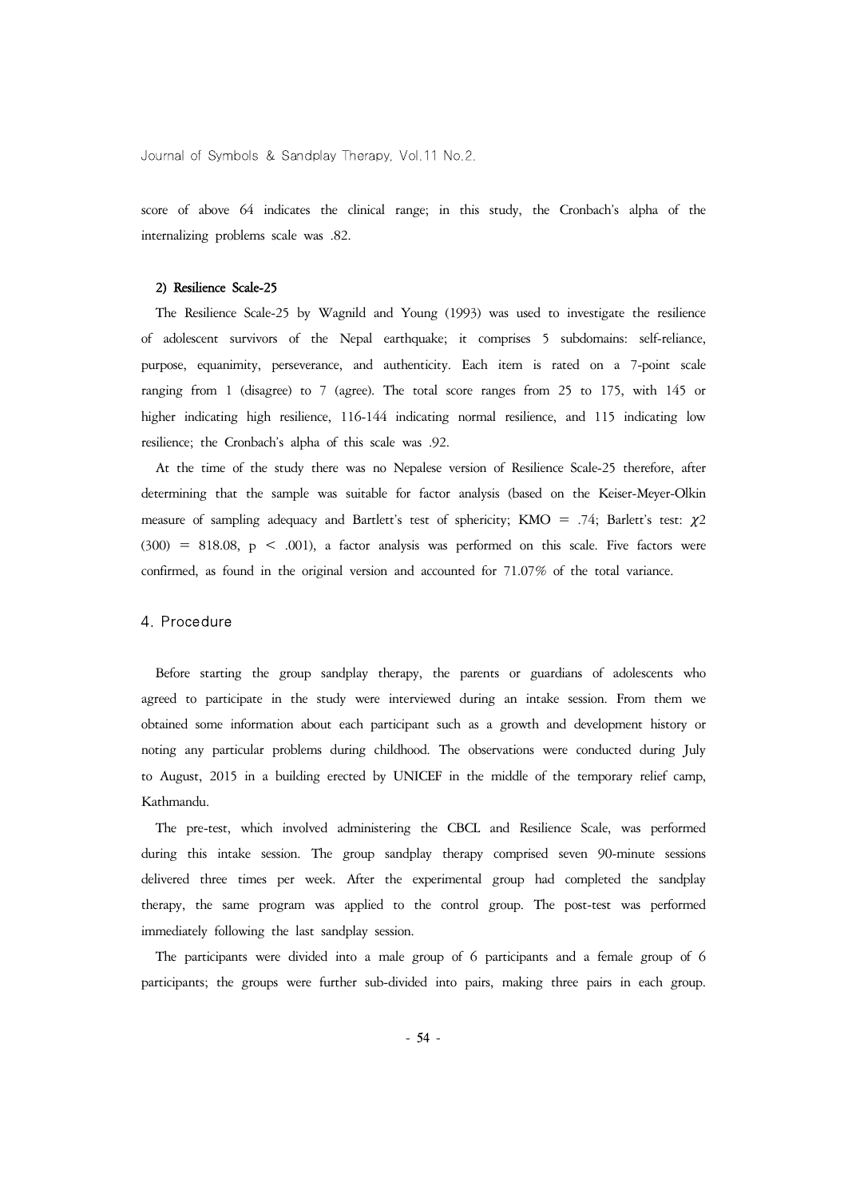score of above 64 indicates the clinical range; in this study, the Cronbach's alpha of the internalizing problems scale was .82.

#### 2) Resilience Scale-25

The Resilience Scale-25 by Wagnild and Young (1993) was used to investigate the resilience of adolescent survivors of the Nepal earthquake; it comprises 5 subdomains: self-reliance, purpose, equanimity, perseverance, and authenticity. Each item is rated on a 7-point scale ranging from 1 (disagree) to 7 (agree). The total score ranges from 25 to 175, with 145 or higher indicating high resilience, 116-144 indicating normal resilience, and 115 indicating low resilience; the Cronbach's alpha of this scale was .92.

At the time of the study there was no Nepalese version of Resilience Scale-25 therefore, after determining that the sample was suitable for factor analysis (based on the Keiser-Meyer-Olkin measure of sampling adequacy and Bartlett's test of sphericity; KMO = .74; Barlett's test: $\chi2$ (300) = 818.08, $p < .001$), a factor analysis was performed on this scale. Five factors were confirmed, as found in the original version and accounted for 71.07% of the total variance.

### 4. Procedure

Before starting the group sandplay therapy, the parents or guardians of adolescents who agreed to participate in the study were interviewed during an intake session. From them we obtained some information about each participant such as a growth and development history or noting any particular problems during childhood. The observations were conducted during July to August, 2015 in a building erected by UNICEF in the middle of the temporary relief camp, Kathmandu.

The pre-test, which involved administering the CBCL and Resilience Scale, was performed during this intake session. The group sandplay therapy comprised seven 90-minute sessions delivered three times per week. After the experimental group had completed the sandplay therapy, the same program was applied to the control group. The post-test was performed immediately following the last sandplay session.

The participants were divided into a male group of 6 participants and a female group of 6 participants; the groups were further sub-divided into pairs, making three pairs in each group.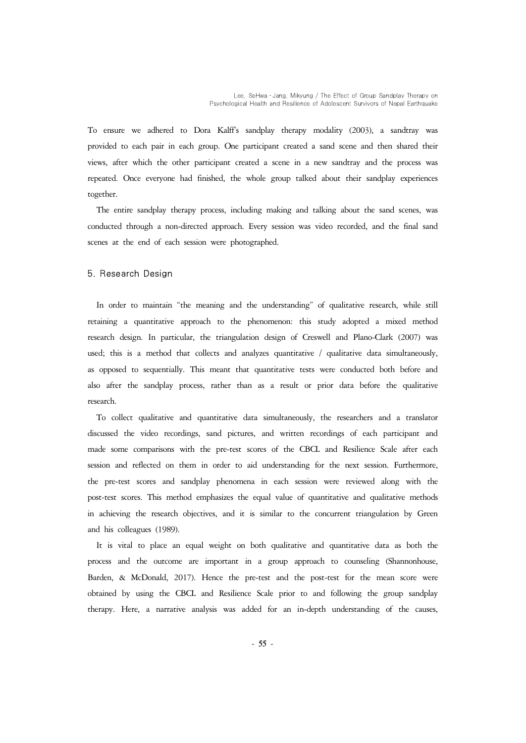To ensure we adhered to Dora Kalff's sandplay therapy modality (2003), a sandtray was provided to each pair in each group. One participant created a sand scene and then shared their views, after which the other participant created a scene in a new sandtray and the process was repeated. Once everyone had finished, the whole group talked about their sandplay experiences together.

The entire sandplay therapy process, including making and talking about the sand scenes, was conducted through a non-directed approach. Every session was video recorded, and the final sand scenes at the end of each session were photographed.

## 5. Research Design

In order to maintain "the meaning and the understanding" of qualitative research, while still retaining a quantitative approach to the phenomenon: this study adopted a mixed method research design. In particular, the triangulation design of Creswell and Plano-Clark (2007) was used; this is a method that collects and analyzes quantitative / qualitative data simultaneously, as opposed to sequentially. This meant that quantitative tests were conducted both before and also after the sandplay process, rather than as a result or prior data before the qualitative research.

To collect qualitative and quantitative data simultaneously, the researchers and a translator discussed the video recordings, sand pictures, and written recordings of each participant and made some comparisons with the pre-test scores of the CBCL and Resilience Scale after each session and reflected on them in order to aid understanding for the next session. Furthermore, the pre-test scores and sandplay phenomena in each session were reviewed along with the post-test scores. This method emphasizes the equal value of quantitative and qualitative methods in achieving the research objectives, and it is similar to the concurrent triangulation by Green and his colleagues (1989).

It is vital to place an equal weight on both qualitative and quantitative data as both the process and the outcome are important in a group approach to counseling (Shannonhouse, Barden, & McDonald, 2017). Hence the pre-test and the post-test for the mean score were obtained by using the CBCL and Resilience Scale prior to and following the group sandplay therapy. Here, a narrative analysis was added for an in-depth understanding of the causes,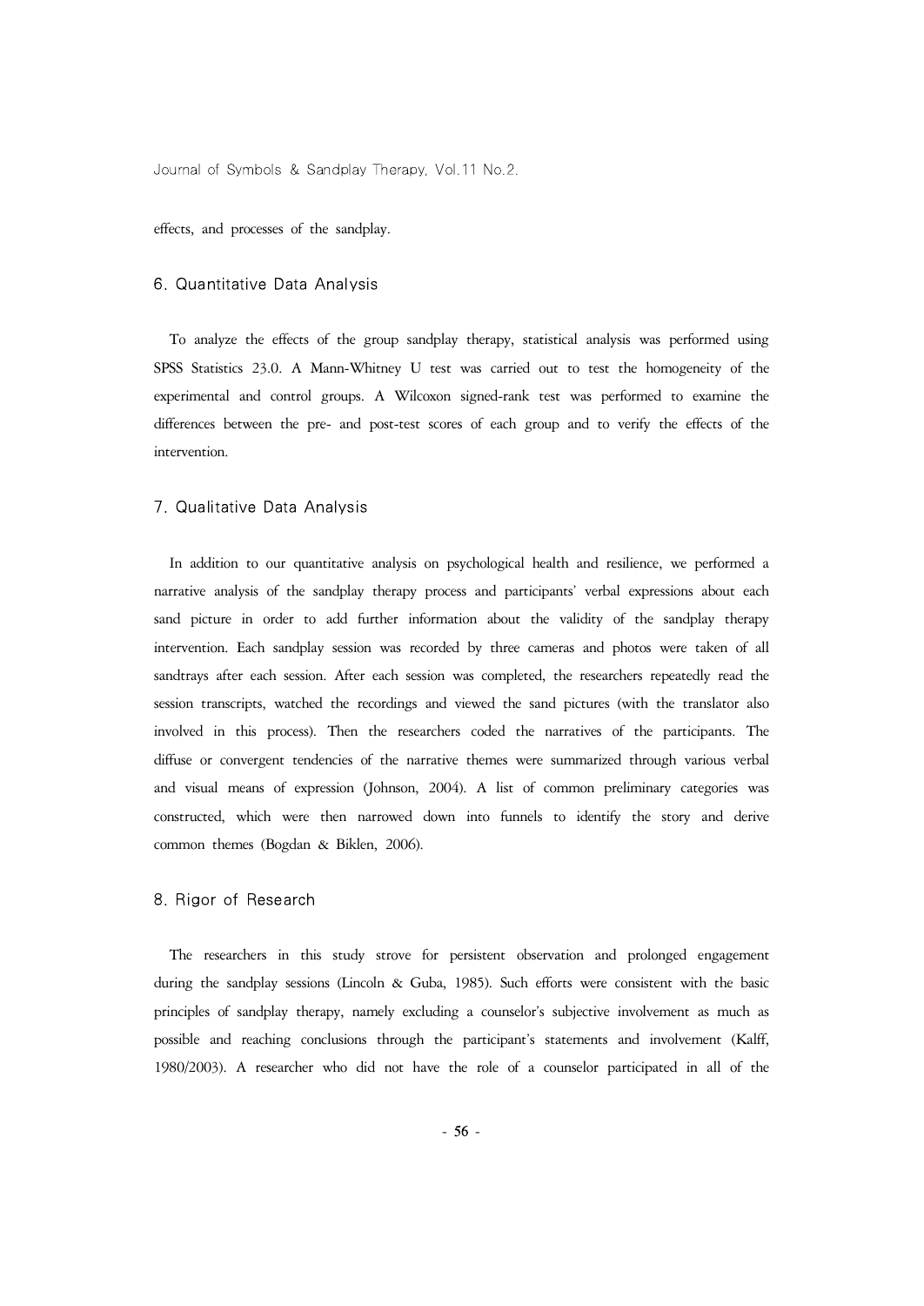effects, and processes of the sandplay.

## 6. Quantitative Data Analysis

To analyze the effects of the group sandplay therapy, statistical analysis was performed using SPSS Statistics 23.0. A Mann-Whitney U test was carried out to test the homogeneity of the experimental and control groups. A Wilcoxon signed-rank test was performed to examine the differences between the pre- and post-test scores of each group and to verify the effects of the intervention.

## 7. Qualitative Data Analysis

In addition to our quantitative analysis on psychological health and resilience, we performed a narrative analysis of the sandplay therapy process and participants' verbal expressions about each sand picture in order to add further information about the validity of the sandplay therapy intervention. Each sandplay session was recorded by three cameras and photos were taken of all sandtrays after each session. After each session was completed, the researchers repeatedly read the session transcripts, watched the recordings and viewed the sand pictures (with the translator also involved in this process). Then the researchers coded the narratives of the participants. The diffuse or convergent tendencies of the narrative themes were summarized through various verbal and visual means of expression (Johnson, 2004). A list of common preliminary categories was constructed, which were then narrowed down into funnels to identify the story and derive common themes (Bogdan & Biklen, 2006).

## 8. Rigor of Research

The researchers in this study strove for persistent observation and prolonged engagement during the sandplay sessions (Lincoln & Guba, 1985). Such efforts were consistent with the basic principles of sandplay therapy, namely excluding a counselor's subjective involvement as much as possible and reaching conclusions through the participant's statements and involvement (Kalff, 1980/2003). A researcher who did not have the role of a counselor participated in all of the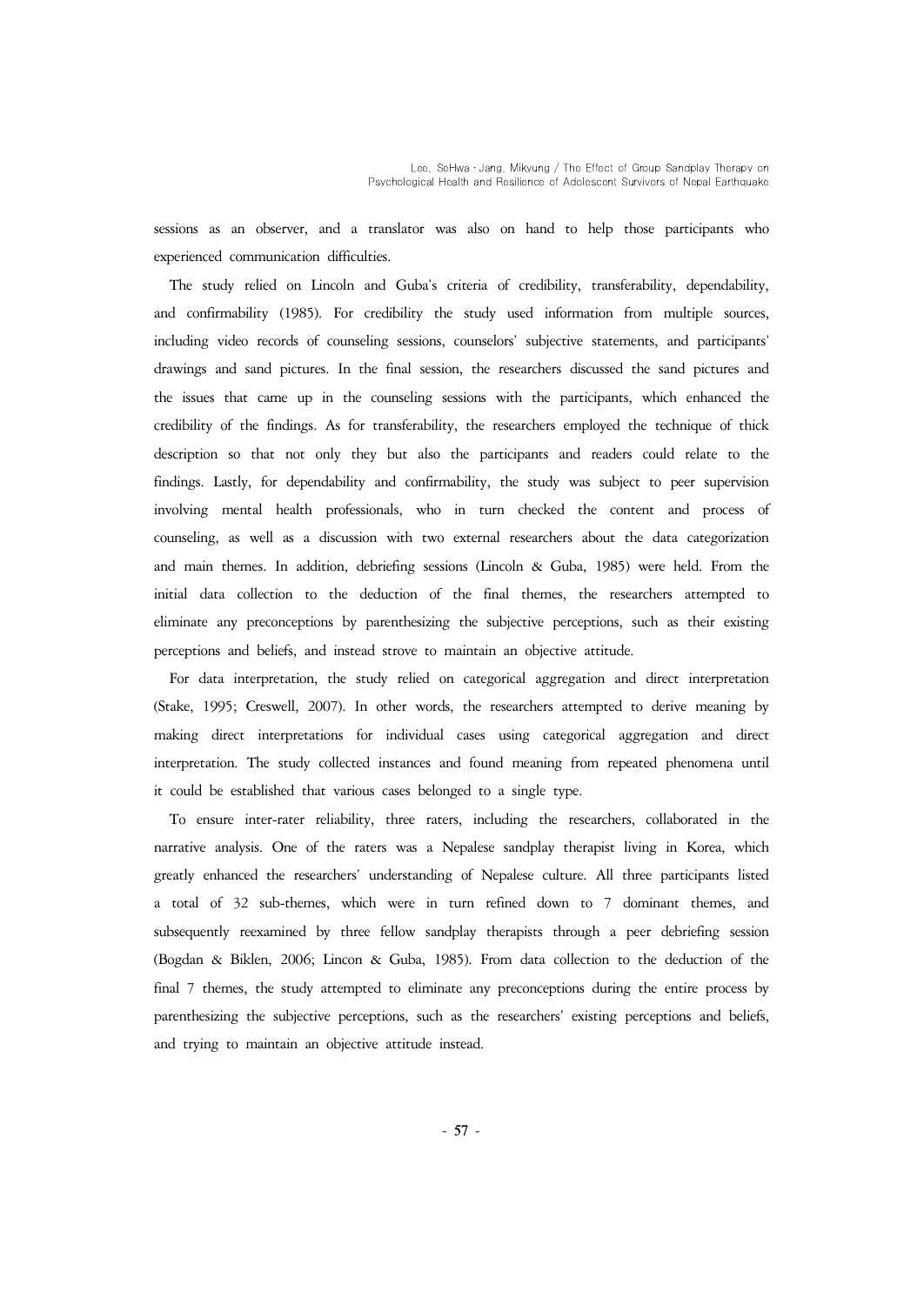sessions as an observer, and a translator was also on hand to help those participants who experienced communication difficulties.

The study relied on Lincoln and Guba's criteria of credibility, transferability, dependability, and confirmability (1985). For credibility the study used information from multiple sources, including video records of counseling sessions, counselors' subjective statements, and participants' drawings and sand pictures. In the final session, the researchers discussed the sand pictures and the issues that came up in the counseling sessions with the participants, which enhanced the credibility of the findings. As for transferability, the researchers employed the technique of thick description so that not only they but also the participants and readers could relate to the findings. Lastly, for dependability and confirmability, the study was subject to peer supervision involving mental health professionals, who in turn checked the content and process of counseling, as well as a discussion with two external researchers about the data categorization and main themes. In addition, debriefing sessions (Lincoln & Guba, 1985) were held. From the initial data collection to the deduction of the final themes, the researchers attempted to eliminate any preconceptions by parenthesizing the subjective perceptions, such as their existing perceptions and beliefs, and instead strove to maintain an objective attitude.

For data interpretation, the study relied on categorical aggregation and direct interpretation (Stake, 1995; Creswell, 2007). In other words, the researchers attempted to derive meaning by making direct interpretations for individual cases using categorical aggregation and direct interpretation. The study collected instances and found meaning from repeated phenomena until it could be established that various cases belonged to a single type.

To ensure inter-rater reliability, three raters, including the researchers, collaborated in the narrative analysis. One of the raters was a Nepalese sandplay therapist living in Korea, which greatly enhanced the researchers' understanding of Nepalese culture. All three participants listed a total of 32 sub-themes, which were in turn refined down to 7 dominant themes, and subsequently reexamined by three fellow sandplay therapists through a peer debriefing session (Bogdan & Biklen, 2006; Lincon & Guba, 1985). From data collection to the deduction of the final 7 themes, the study attempted to eliminate any preconceptions during the entire process by parenthesizing the subjective perceptions, such as the researchers' existing perceptions and beliefs, and trying to maintain an objective attitude instead.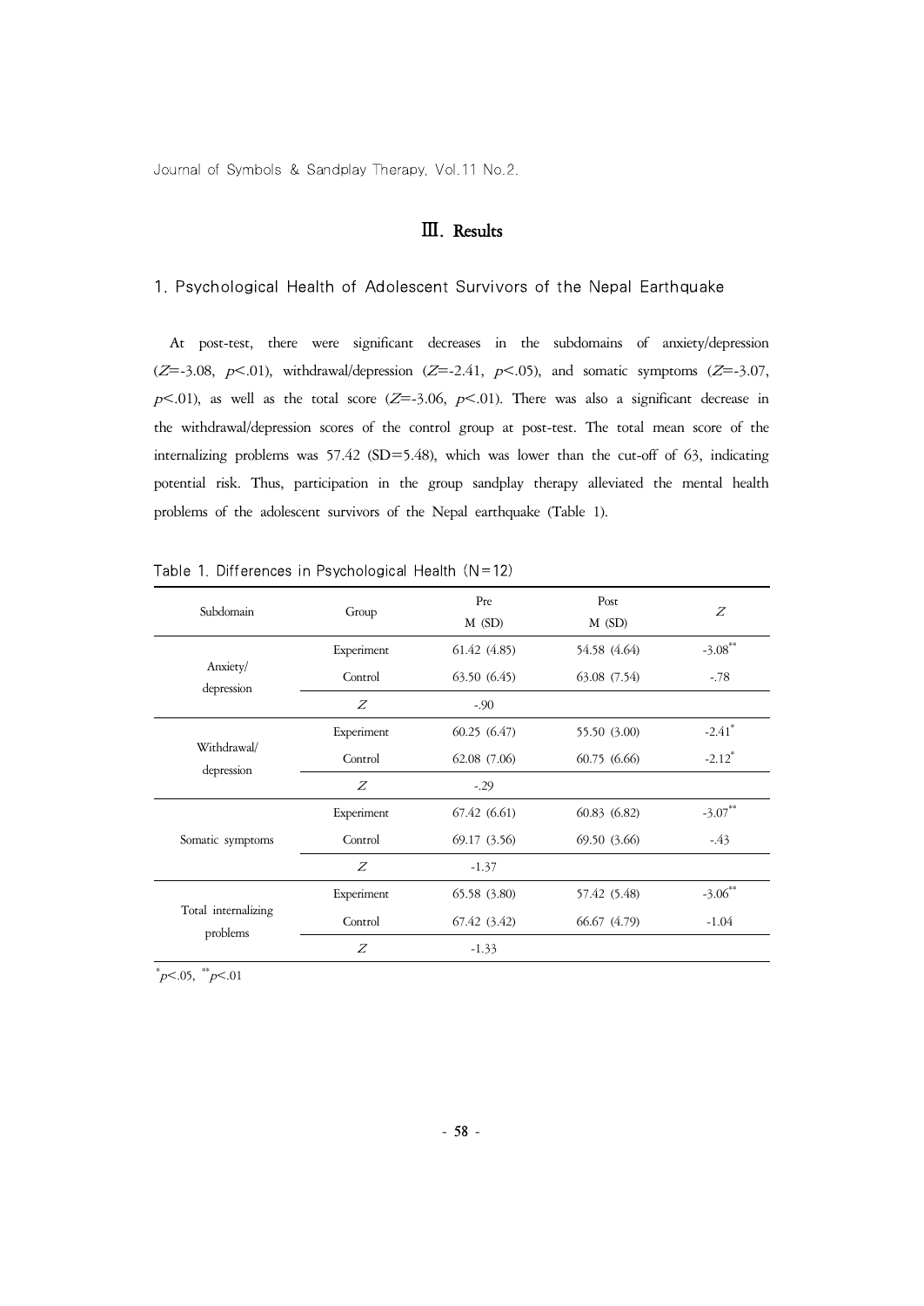# Ⅲ. Results

## 1. Psychological Health of Adolescent Survivors of the Nepal Earthquake

At post-test, there were significant decreases in the subdomains of anxiety/depression ($Z$=-3.08, $p$<.01), withdrawal/depression ($Z$=-2.41, $p$<.05), and somatic symptoms ($Z$=-3.07, $p$<.01), as well as the total score ($Z$=-3.06, $p$<.01). There was also a significant decrease in the withdrawal/depression scores of the control group at post-test. The total mean score of the internalizing problems was 57.42 (SD=5.48), which was lower than the cut-off of 63, indicating potential risk. Thus, participation in the group sandplay therapy alleviated the mental health problems of the adolescent survivors of the Nepal earthquake (Table 1).

Table 1. Differences in Psychological Health (N=12)

| Subdomain | Group | Pre M (SD) | Post M (SD) | $Z$ |
|---|---|---|---|---|
| Anxiety/ depression | Experiment | 61.42 (4.85) | 54.58 (4.64) | -3.08** |
| | Control | 63.50 (6.45) | 63.08 (7.54) | -.78 |
| | $Z$ | -.90 | | |
| Withdrawal/ depression | Experiment | 60.25 (6.47) | 55.50 (3.00) | -2.41* |
| | Control | 62.08 (7.06) | 60.75 (6.66) | -2.12* |
| | $Z$ | -.29 | | |
| Somatic symptoms | Experiment | 67.42 (6.61) | 60.83 (6.82) | -3.07** |
| | Control | 69.17 (3.56) | 69.50 (3.66) | -.43 |
| | $Z$ | -1.37 | | |
| Total internalizing problems | Experiment | 65.58 (3.80) | 57.42 (5.48) | -3.06** |
| | Control | 67.42 (3.42) | 66.67 (4.79) | -1.04 |
| | $Z$ | -1.33 | | |

*$p$<.05, **$p$<.01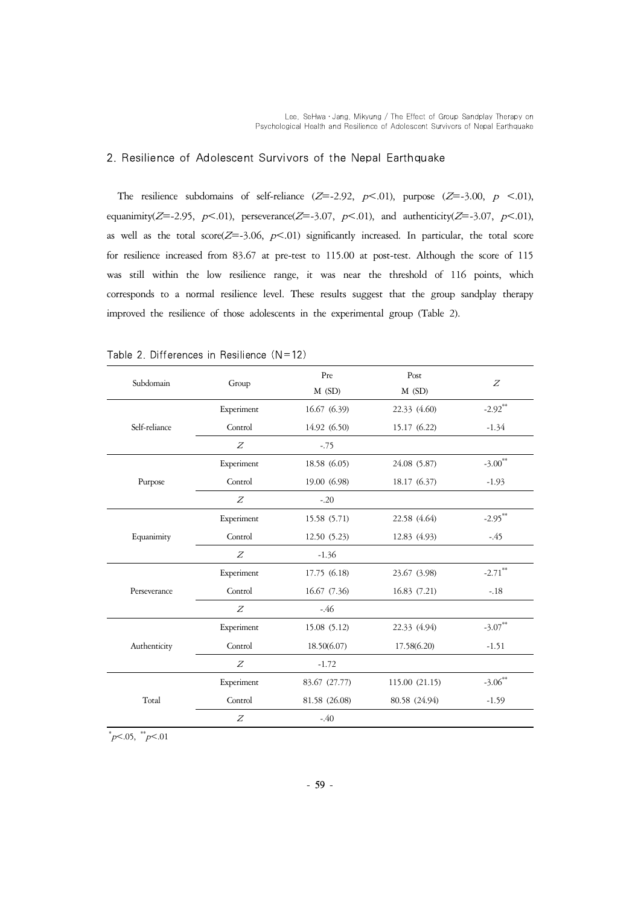## 2. Resilience of Adolescent Survivors of the Nepal Earthquake

The resilience subdomains of self-reliance ($Z$=-2.92, $p$<.01), purpose ($Z$=-3.00, $p$ <.01), equanimity($Z$=-2.95, $p$<.01), perseverance($Z$=-3.07, $p$<.01), and authenticity($Z$=-3.07, $p$<.01), as well as the total score($Z$=-3.06, $p$<.01) significantly increased. In particular, the total score for resilience increased from 83.67 at pre-test to 115.00 at post-test. Although the score of 115 was still within the low resilience range, it was near the threshold of 116 points, which corresponds to a normal resilience level. These results suggest that the group sandplay therapy improved the resilience of those adolescents in the experimental group (Table 2).

Table 2. Differences in Resilience (N=12)

| Subdomain | Group | Pre M (SD) | Post M (SD) | $Z$ |
|---|---|---|---|---|
| Self-reliance | Experiment | 16.67 (6.39) | 22.33 (4.60) | -2.92** |
| | Control | 14.92 (6.50) | 15.17 (6.22) | -1.34 |
| | $Z$ | -.75 | | |
| Purpose | Experiment | 18.58 (6.05) | 24.08 (5.87) | -3.00** |
| | Control | 19.00 (6.98) | 18.17 (6.37) | -1.93 |
| | $Z$ | -.20 | | |
| Equanimity | Experiment | 15.58 (5.71) | 22.58 (4.64) | -2.95** |
| | Control | 12.50 (5.23) | 12.83 (4.93) | -.45 |
| | $Z$ | -1.36 | | |
| Perseverance | Experiment | 17.75 (6.18) | 23.67 (3.98) | -2.71** |
| | Control | 16.67 (7.36) | 16.83 (7.21) | -.18 |
| | $Z$ | -.46 | | |
| Authenticity | Experiment | 15.08 (5.12) | 22.33 (4.94) | -3.07** |
| | Control | 18.50(6.07) | 17.58(6.20) | -1.51 |
| | $Z$ | -1.72 | | |
| Total | Experiment | 83.67 (27.77) | 115.00 (21.15) | -3.06** |
| | Control | 81.58 (26.08) | 80.58 (24.94) | -1.59 |
| | $Z$ | -.40 | | |

*$p$<.05, **$p$<.01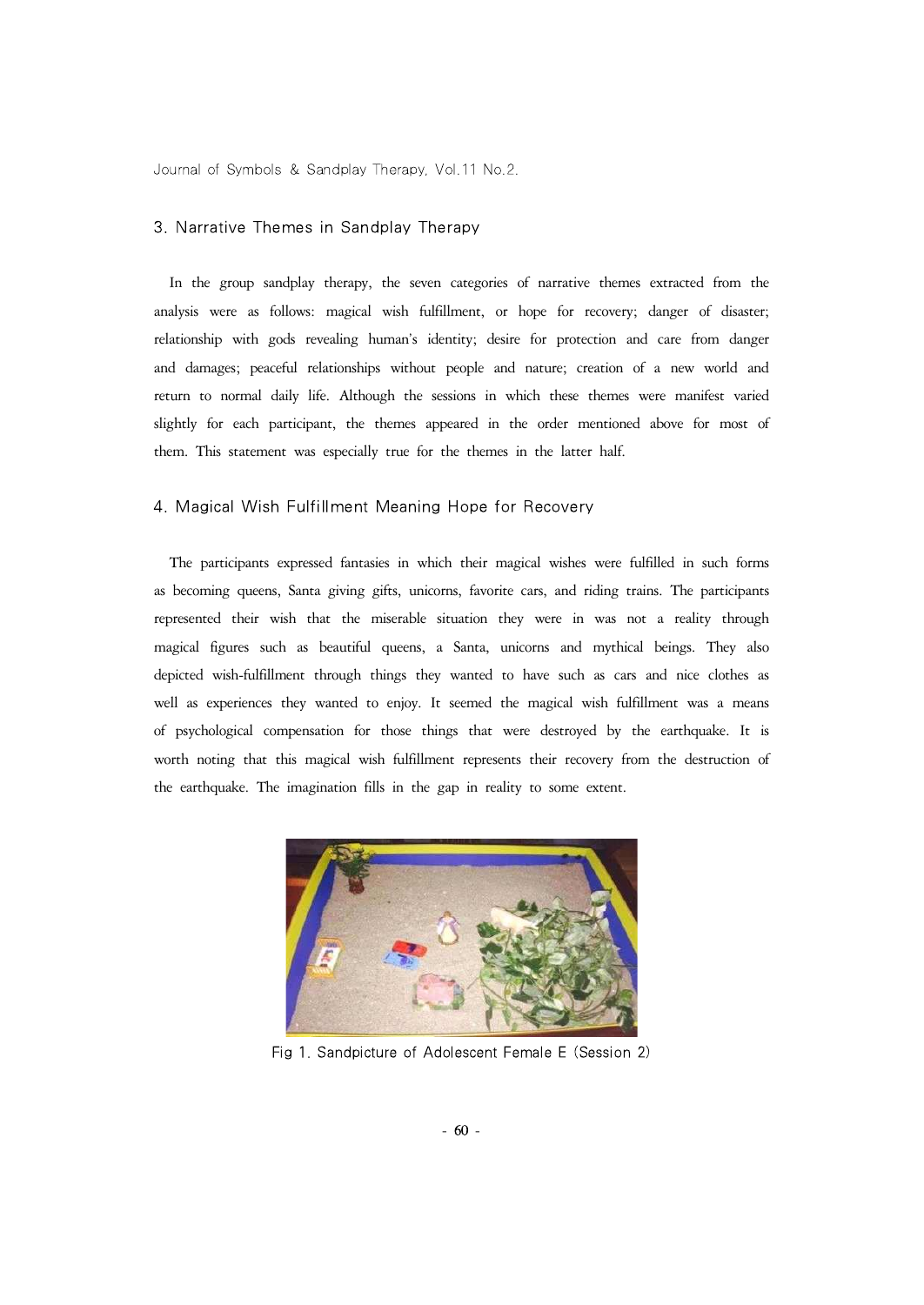## 3. Narrative Themes in Sandplay Therapy

In the group sandplay therapy, the seven categories of narrative themes extracted from the analysis were as follows: magical wish fulfillment, or hope for recovery; danger of disaster; relationship with gods revealing human's identity; desire for protection and care from danger and damages; peaceful relationships without people and nature; creation of a new world and return to normal daily life. Although the sessions in which these themes were manifest varied slightly for each participant, the themes appeared in the order mentioned above for most of them. This statement was especially true for the themes in the latter half.

## 4. Magical Wish Fulfillment Meaning Hope for Recovery

The participants expressed fantasies in which their magical wishes were fulfilled in such forms as becoming queens, Santa giving gifts, unicorns, favorite cars, and riding trains. The participants represented their wish that the miserable situation they were in was not a reality through magical figures such as beautiful queens, a Santa, unicorns and mythical beings. They also depicted wish-fulfillment through things they wanted to have such as cars and nice clothes as well as experiences they wanted to enjoy. It seemed the magical wish fulfillment was a means of psychological compensation for those things that were destroyed by the earthquake. It is worth noting that this magical wish fulfillment represents their recovery from the destruction of the earthquake. The imagination fills in the gap in reality to some extent.

Fig 1. Sandpicture of Adolescent Female E (Session 2)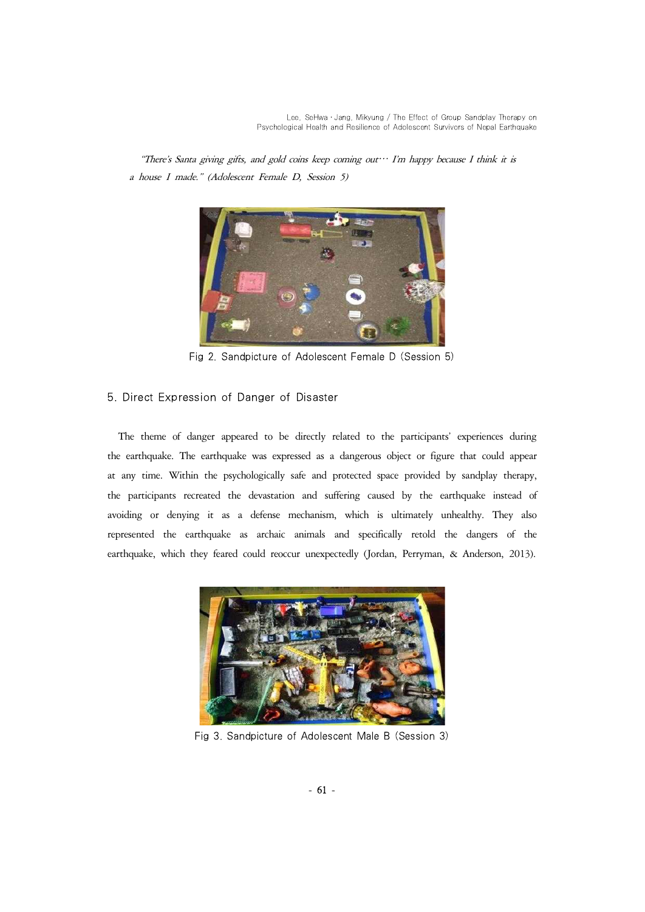*"There's Santa giving gifts, and gold coins keep coming out··· I'm happy because I think it is a house I made." (Adolescent Female D, Session 5)*

Fig 2. Sandpicture of Adolescent Female D (Session 5)

## 5. Direct Expression of Danger of Disaster

The theme of danger appeared to be directly related to the participants' experiences during the earthquake. The earthquake was expressed as a dangerous object or figure that could appear at any time. Within the psychologically safe and protected space provided by sandplay therapy, the participants recreated the devastation and suffering caused by the earthquake instead of avoiding or denying it as a defense mechanism, which is ultimately unhealthy. They also represented the earthquake as archaic animals and specifically retold the dangers of the earthquake, which they feared could reoccur unexpectedly (Jordan, Perryman, & Anderson, 2013).

Fig 3. Sandpicture of Adolescent Male B (Session 3)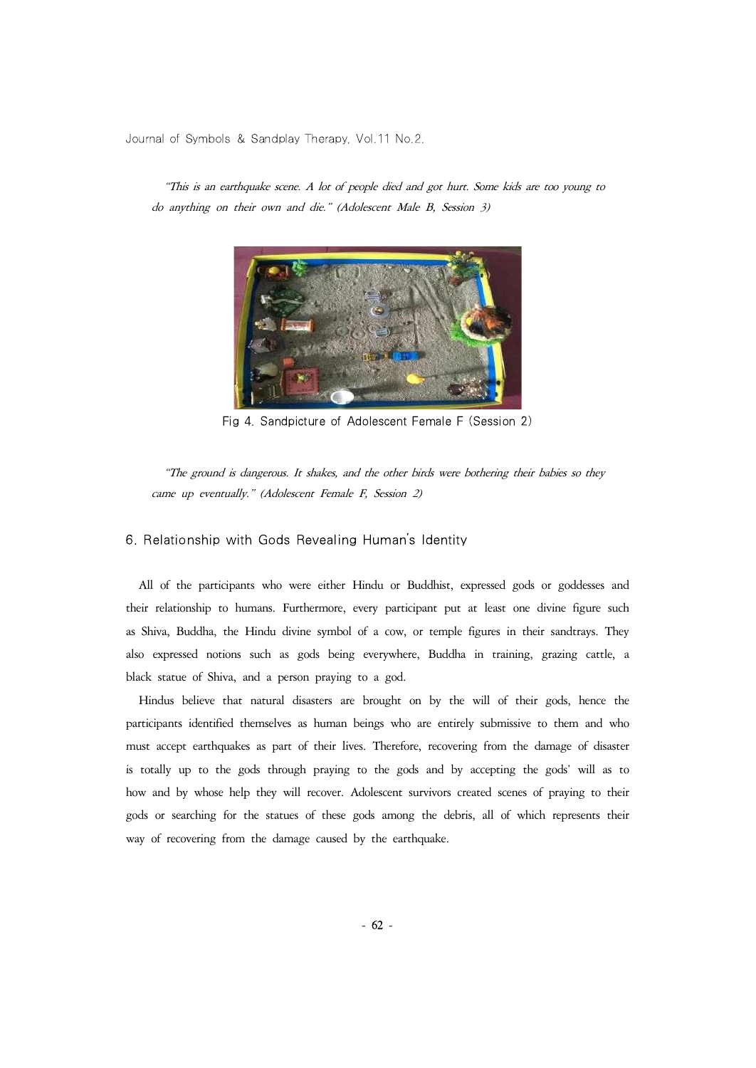*"This is an earthquake scene. A lot of people died and got hurt. Some kids are too young to do anything on their own and die." (Adolescent Male B, Session 3)*

Fig 4. Sandpicture of Adolescent Female F (Session 2)

*"The ground is dangerous. It shakes, and the other birds were bothering their babies so they came up eventually." (Adolescent Female F, Session 2)*

### 6. Relationship with Gods Revealing Human's Identity

All of the participants who were either Hindu or Buddhist, expressed gods or goddesses and their relationship to humans. Furthermore, every participant put at least one divine figure such as Shiva, Buddha, the Hindu divine symbol of a cow, or temple figures in their sandtrays. They also expressed notions such as gods being everywhere, Buddha in training, grazing cattle, a black statue of Shiva, and a person praying to a god.

Hindus believe that natural disasters are brought on by the will of their gods, hence the participants identified themselves as human beings who are entirely submissive to them and who must accept earthquakes as part of their lives. Therefore, recovering from the damage of disaster is totally up to the gods through praying to the gods and by accepting the gods' will as to how and by whose help they will recover. Adolescent survivors created scenes of praying to their gods or searching for the statues of these gods among the debris, all of which represents their way of recovering from the damage caused by the earthquake.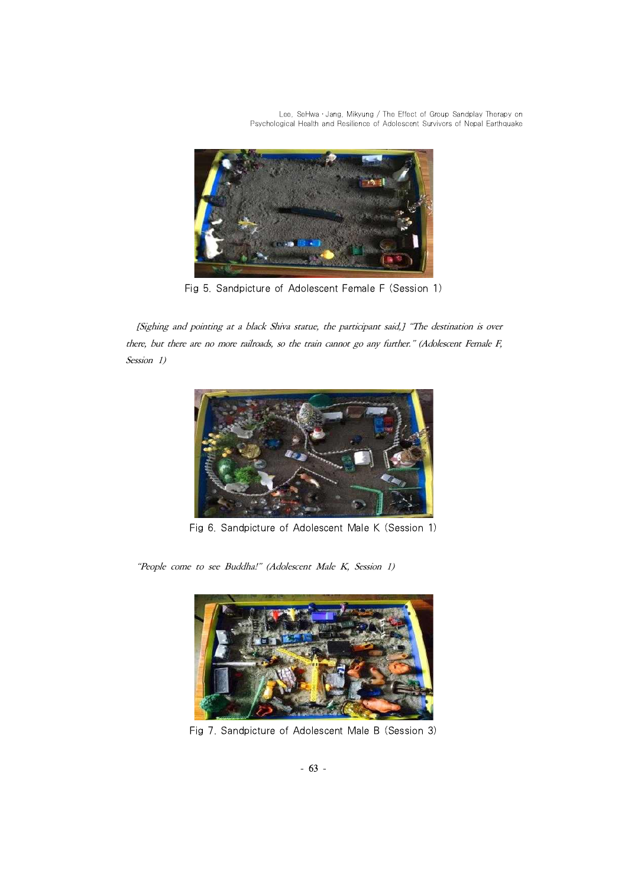Fig 5. Sandpicture of Adolescent Female F (Session 1)

*[Sighing and pointing at a black Shiva statue, the participant said,] "The destination is over there, but there are no more railroads, so the train cannot go any further." (Adolescent Female F, Session 1)*

Fig 6. Sandpicture of Adolescent Male K (Session 1)

*"People come to see Buddha!" (Adolescent Male K, Session 1)*

Fig 7. Sandpicture of Adolescent Male B (Session 3)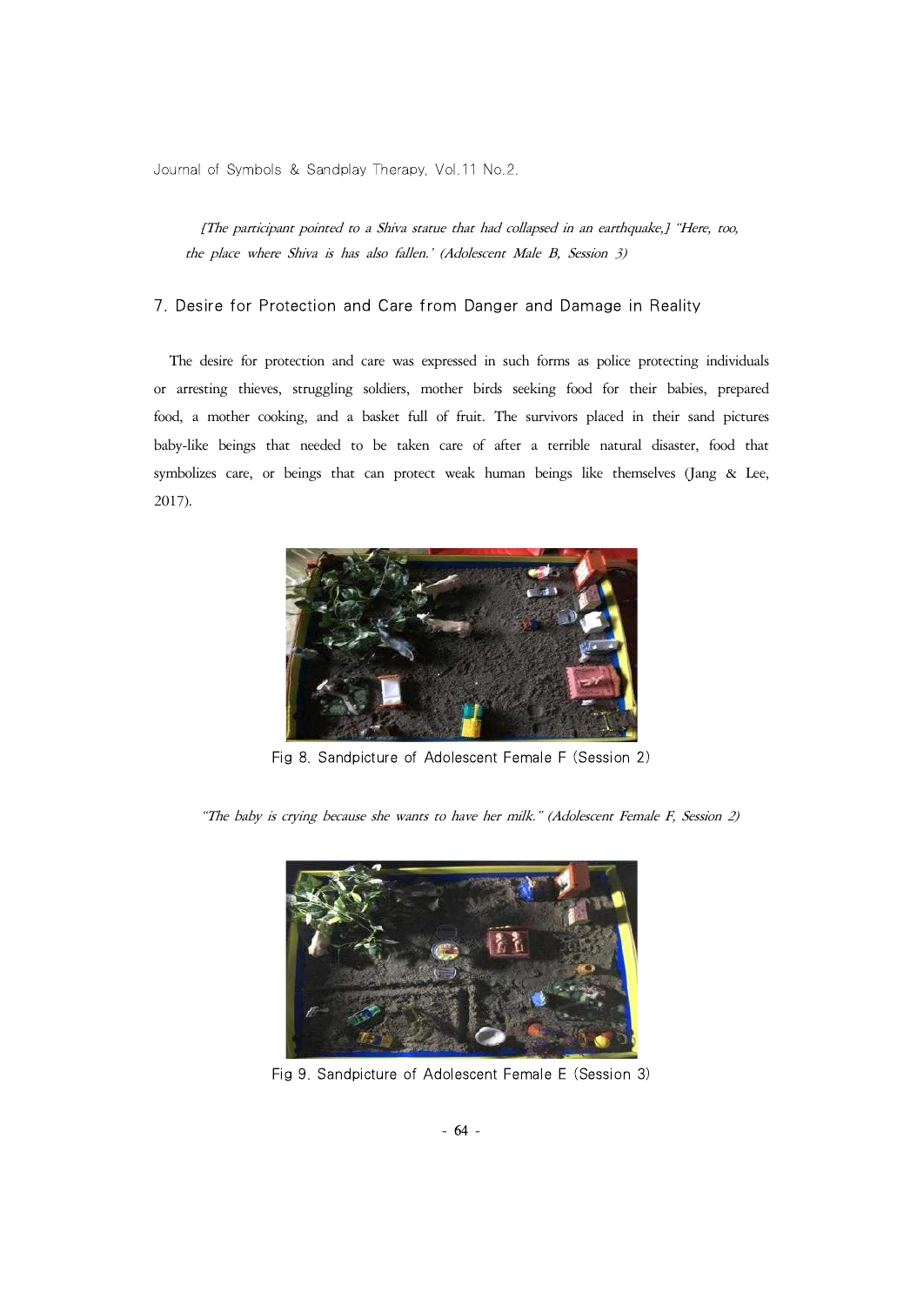*[The participant pointed to a Shiva statue that had collapsed in an earthquake,] "Here, too, the place where Shiva is has also fallen.' (Adolescent Male B, Session 3)*

## 7. Desire for Protection and Care from Danger and Damage in Reality

The desire for protection and care was expressed in such forms as police protecting individuals or arresting thieves, struggling soldiers, mother birds seeking food for their babies, prepared food, a mother cooking, and a basket full of fruit. The survivors placed in their sand pictures baby-like beings that needed to be taken care of after a terrible natural disaster, food that symbolizes care, or beings that can protect weak human beings like themselves (Jang & Lee, 2017).

Fig 8. Sandpicture of Adolescent Female F (Session 2)

*"The baby is crying because she wants to have her milk." (Adolescent Female F, Session 2)*

Fig 9. Sandpicture of Adolescent Female E (Session 3)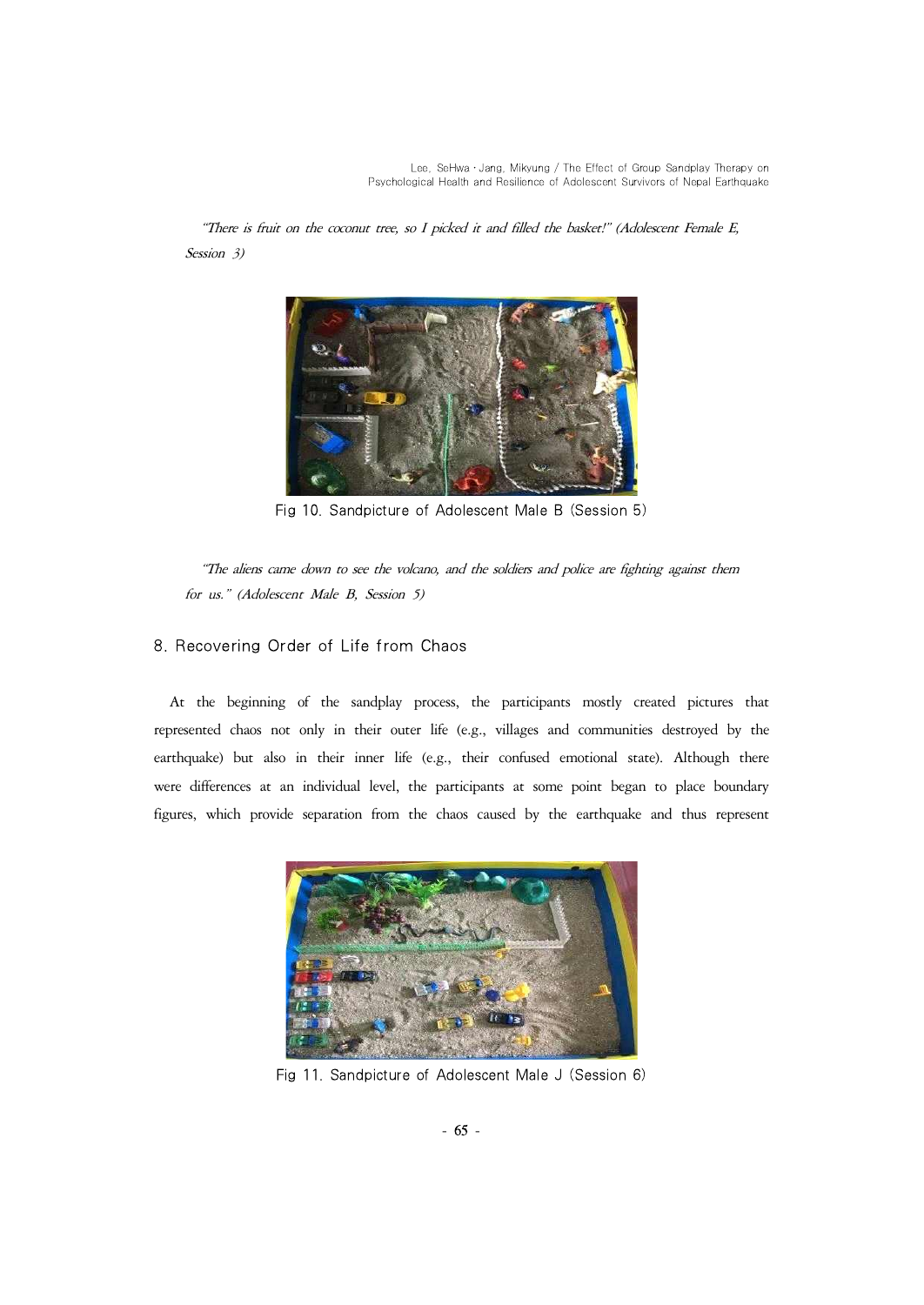*"There is fruit on the coconut tree, so I picked it and filled the basket!" (Adolescent Female E, Session 3)*

Fig 10. Sandpicture of Adolescent Male B (Session 5)

*"The aliens came down to see the volcano, and the soldiers and police are fighting against them for us." (Adolescent Male B, Session 5)*

## 8. Recovering Order of Life from Chaos

At the beginning of the sandplay process, the participants mostly created pictures that represented chaos not only in their outer life (e.g., villages and communities destroyed by the earthquake) but also in their inner life (e.g., their confused emotional state). Although there were differences at an individual level, the participants at some point began to place boundary figures, which provide separation from the chaos caused by the earthquake and thus represent

Fig 11. Sandpicture of Adolescent Male J (Session 6)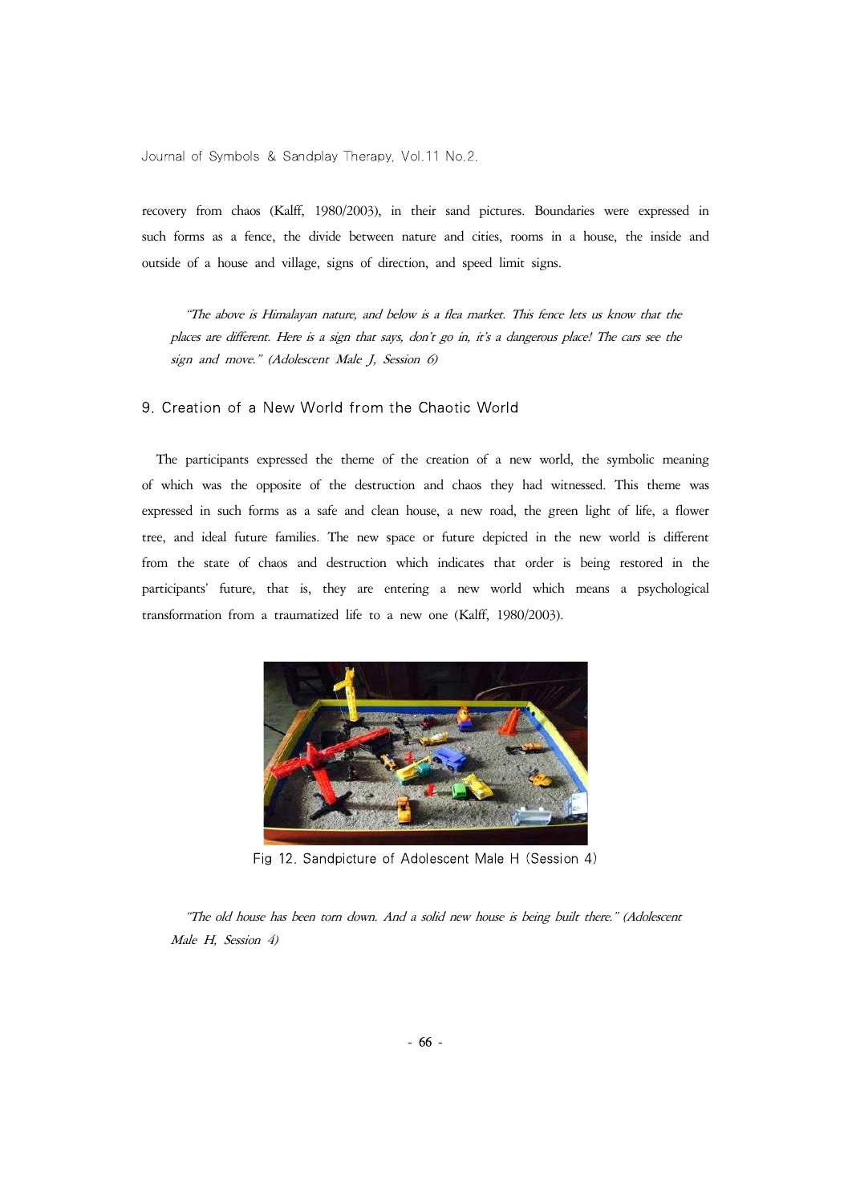recovery from chaos (Kalff, 1980/2003), in their sand pictures. Boundaries were expressed in such forms as a fence, the divide between nature and cities, rooms in a house, the inside and outside of a house and village, signs of direction, and speed limit signs.

> *"The above is Himalayan nature, and below is a flea market. This fence lets us know that the places are different. Here is a sign that says, don't go in, it's a dangerous place! The cars see the sign and move." (Adolescent Male J, Session 6)*

## 9. Creation of a New World from the Chaotic World

The participants expressed the theme of the creation of a new world, the symbolic meaning of which was the opposite of the destruction and chaos they had witnessed. This theme was expressed in such forms as a safe and clean house, a new road, the green light of life, a flower tree, and ideal future families. The new space or future depicted in the new world is different from the state of chaos and destruction which indicates that order is being restored in the participants' future, that is, they are entering a new world which means a psychological transformation from a traumatized life to a new one (Kalff, 1980/2003).

Fig 12. Sandpicture of Adolescent Male H (Session 4)

> *"The old house has been torn down. And a solid new house is being built there." (Adolescent Male H, Session 4)*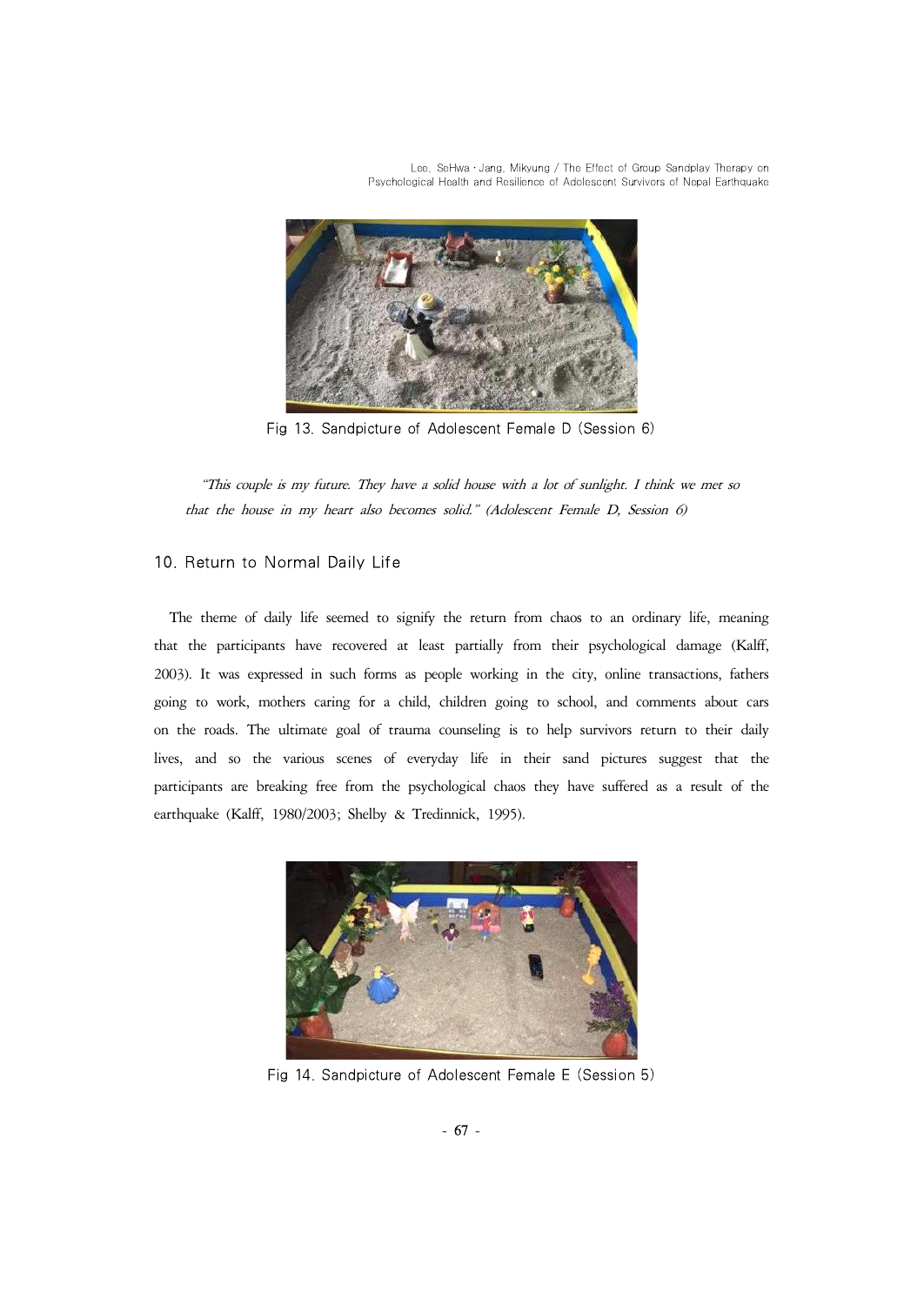Fig 13. Sandpicture of Adolescent Female D (Session 6)

*"This couple is my future. They have a solid house with a lot of sunlight. I think we met so that the house in my heart also becomes solid." (Adolescent Female D, Session 6)*

## 10. Return to Normal Daily Life

The theme of daily life seemed to signify the return from chaos to an ordinary life, meaning that the participants have recovered at least partially from their psychological damage (Kalff, 2003). It was expressed in such forms as people working in the city, online transactions, fathers going to work, mothers caring for a child, children going to school, and comments about cars on the roads. The ultimate goal of trauma counseling is to help survivors return to their daily lives, and so the various scenes of everyday life in their sand pictures suggest that the participants are breaking free from the psychological chaos they have suffered as a result of the earthquake (Kalff, 1980/2003; Shelby & Tredinnick, 1995).

Fig 14. Sandpicture of Adolescent Female E (Session 5)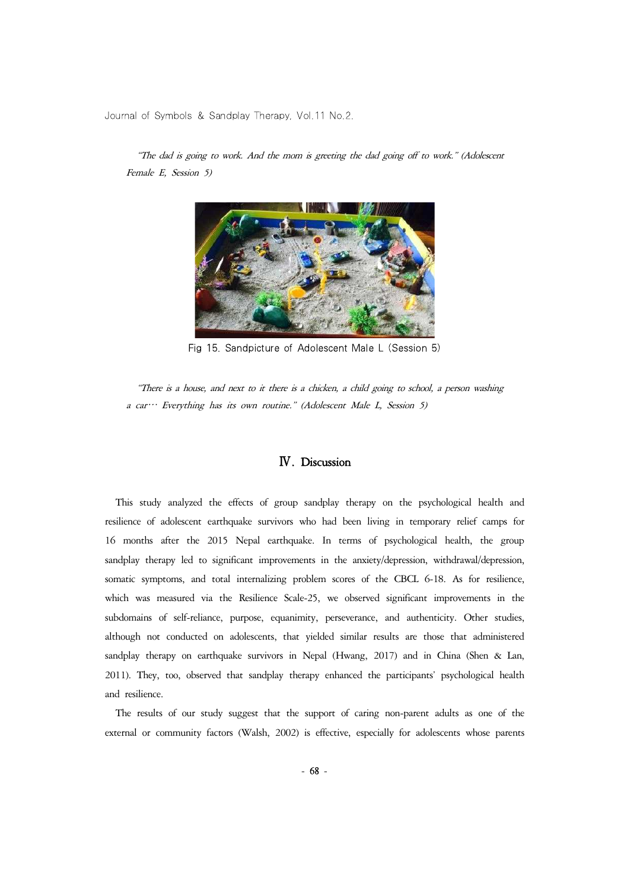*"The dad is going to work. And the mom is greeting the dad going off to work." (Adolescent Female E, Session 5)*

Fig 15. Sandpicture of Adolescent Male L (Session 5)

*"There is a house, and next to it there is a chicken, a child going to school, a person washing a car… Everything has its own routine." (Adolescent Male L, Session 5)*

## Ⅳ. Discussion

This study analyzed the effects of group sandplay therapy on the psychological health and resilience of adolescent earthquake survivors who had been living in temporary relief camps for 16 months after the 2015 Nepal earthquake. In terms of psychological health, the group sandplay therapy led to significant improvements in the anxiety/depression, withdrawal/depression, somatic symptoms, and total internalizing problem scores of the CBCL 6-18. As for resilience, which was measured via the Resilience Scale-25, we observed significant improvements in the subdomains of self-reliance, purpose, equanimity, perseverance, and authenticity. Other studies, although not conducted on adolescents, that yielded similar results are those that administered sandplay therapy on earthquake survivors in Nepal (Hwang, 2017) and in China (Shen & Lan, 2011). They, too, observed that sandplay therapy enhanced the participants' psychological health and resilience.

The results of our study suggest that the support of caring non-parent adults as one of the external or community factors (Walsh, 2002) is effective, especially for adolescents whose parents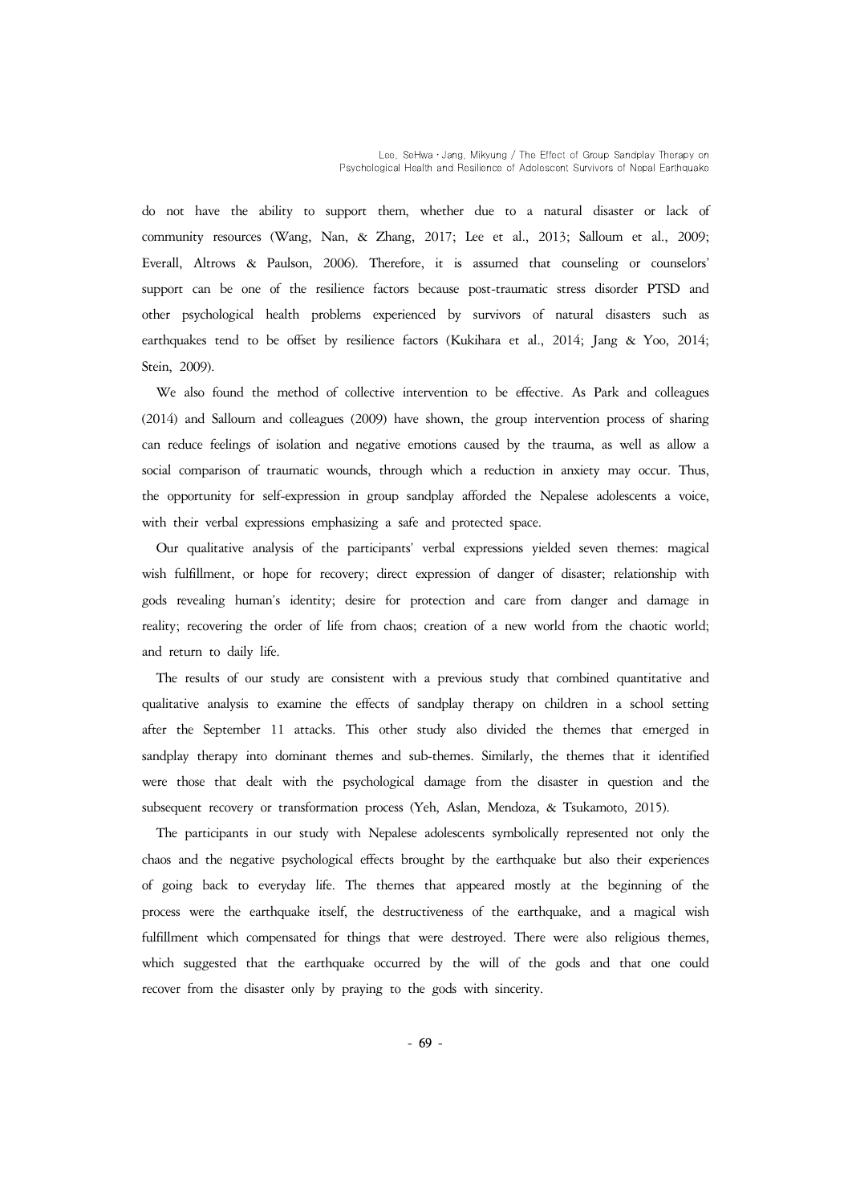do not have the ability to support them, whether due to a natural disaster or lack of community resources (Wang, Nan, & Zhang, 2017; Lee et al., 2013; Salloum et al., 2009; Everall, Altrows & Paulson, 2006). Therefore, it is assumed that counseling or counselors' support can be one of the resilience factors because post-traumatic stress disorder PTSD and other psychological health problems experienced by survivors of natural disasters such as earthquakes tend to be offset by resilience factors (Kukihara et al., 2014; Jang & Yoo, 2014; Stein, 2009).

We also found the method of collective intervention to be effective. As Park and colleagues (2014) and Salloum and colleagues (2009) have shown, the group intervention process of sharing can reduce feelings of isolation and negative emotions caused by the trauma, as well as allow a social comparison of traumatic wounds, through which a reduction in anxiety may occur. Thus, the opportunity for self-expression in group sandplay afforded the Nepalese adolescents a voice, with their verbal expressions emphasizing a safe and protected space.

Our qualitative analysis of the participants' verbal expressions yielded seven themes: magical wish fulfillment, or hope for recovery; direct expression of danger of disaster; relationship with gods revealing human's identity; desire for protection and care from danger and damage in reality; recovering the order of life from chaos; creation of a new world from the chaotic world; and return to daily life.

The results of our study are consistent with a previous study that combined quantitative and qualitative analysis to examine the effects of sandplay therapy on children in a school setting after the September 11 attacks. This other study also divided the themes that emerged in sandplay therapy into dominant themes and sub-themes. Similarly, the themes that it identified were those that dealt with the psychological damage from the disaster in question and the subsequent recovery or transformation process (Yeh, Aslan, Mendoza, & Tsukamoto, 2015).

The participants in our study with Nepalese adolescents symbolically represented not only the chaos and the negative psychological effects brought by the earthquake but also their experiences of going back to everyday life. The themes that appeared mostly at the beginning of the process were the earthquake itself, the destructiveness of the earthquake, and a magical wish fulfillment which compensated for things that were destroyed. There were also religious themes, which suggested that the earthquake occurred by the will of the gods and that one could recover from the disaster only by praying to the gods with sincerity.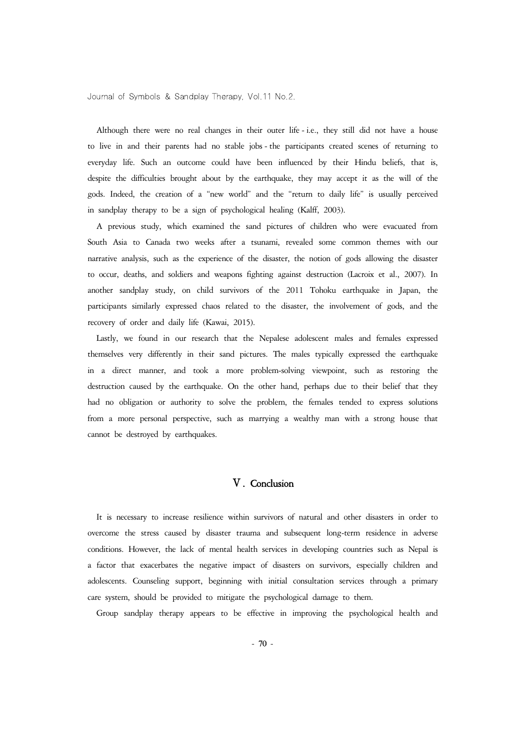Although there were no real changes in their outer life - i.e., they still did not have a house to live in and their parents had no stable jobs - the participants created scenes of returning to everyday life. Such an outcome could have been influenced by their Hindu beliefs, that is, despite the difficulties brought about by the earthquake, they may accept it as the will of the gods. Indeed, the creation of a "new world" and the "return to daily life" is usually perceived in sandplay therapy to be a sign of psychological healing (Kalff, 2003).

A previous study, which examined the sand pictures of children who were evacuated from South Asia to Canada two weeks after a tsunami, revealed some common themes with our narrative analysis, such as the experience of the disaster, the notion of gods allowing the disaster to occur, deaths, and soldiers and weapons fighting against destruction (Lacroix et al., 2007). In another sandplay study, on child survivors of the 2011 Tohoku earthquake in Japan, the participants similarly expressed chaos related to the disaster, the involvement of gods, and the recovery of order and daily life (Kawai, 2015).

Lastly, we found in our research that the Nepalese adolescent males and females expressed themselves very differently in their sand pictures. The males typically expressed the earthquake in a direct manner, and took a more problem-solving viewpoint, such as restoring the destruction caused by the earthquake. On the other hand, perhaps due to their belief that they had no obligation or authority to solve the problem, the females tended to express solutions from a more personal perspective, such as marrying a wealthy man with a strong house that cannot be destroyed by earthquakes.

## Ⅴ. Conclusion

It is necessary to increase resilience within survivors of natural and other disasters in order to overcome the stress caused by disaster trauma and subsequent long-term residence in adverse conditions. However, the lack of mental health services in developing countries such as Nepal is a factor that exacerbates the negative impact of disasters on survivors, especially children and adolescents. Counseling support, beginning with initial consultation services through a primary care system, should be provided to mitigate the psychological damage to them.

Group sandplay therapy appears to be effective in improving the psychological health and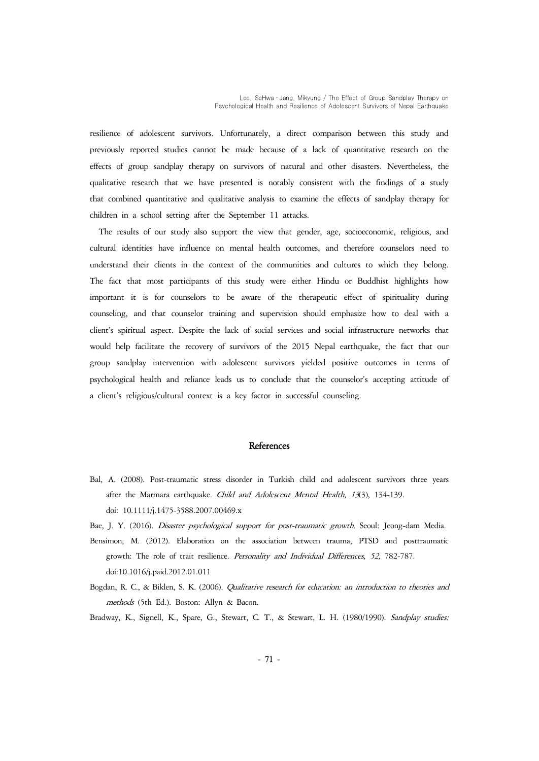resilience of adolescent survivors. Unfortunately, a direct comparison between this study and previously reported studies cannot be made because of a lack of quantitative research on the effects of group sandplay therapy on survivors of natural and other disasters. Nevertheless, the qualitative research that we have presented is notably consistent with the findings of a study that combined quantitative and qualitative analysis to examine the effects of sandplay therapy for children in a school setting after the September 11 attacks.

The results of our study also support the view that gender, age, socioeconomic, religious, and cultural identities have influence on mental health outcomes, and therefore counselors need to understand their clients in the context of the communities and cultures to which they belong. The fact that most participants of this study were either Hindu or Buddhist highlights how important it is for counselors to be aware of the therapeutic effect of spirituality during counseling, and that counselor training and supervision should emphasize how to deal with a client's spiritual aspect. Despite the lack of social services and social infrastructure networks that would help facilitate the recovery of survivors of the 2015 Nepal earthquake, the fact that our group sandplay intervention with adolescent survivors yielded positive outcomes in terms of psychological health and reliance leads us to conclude that the counselor's accepting attitude of a client's religious/cultural context is a key factor in successful counseling.

## References

Bal, A. (2008). Post-traumatic stress disorder in Turkish child and adolescent survivors three years after the Marmara earthquake. *Child and Adolescent Mental Health, 13*(3), 134-139. doi: 10.1111/j.1475-3588.2007.00469.x

Bae, J. Y. (2016). *Disaster psychological support for post-traumatic growth.* Seoul: Jeong-dam Media.

Bensimon, M. (2012). Elaboration on the association between trauma, PTSD and posttraumatic growth: The role of trait resilience. *Personality and Individual Differences, 52,* 782-787. doi:10.1016/j.paid.2012.01.011

Bogdan, R. C., & Biklen, S. K. (2006). *Qualitative research for education: an introduction to theories and methods* (5th Ed.). Boston: Allyn & Bacon.

Bradway, K., Signell, K., Spare, G., Stewart, C. T., & Stewart, L. H. (1980/1990). *Sandplay studies:*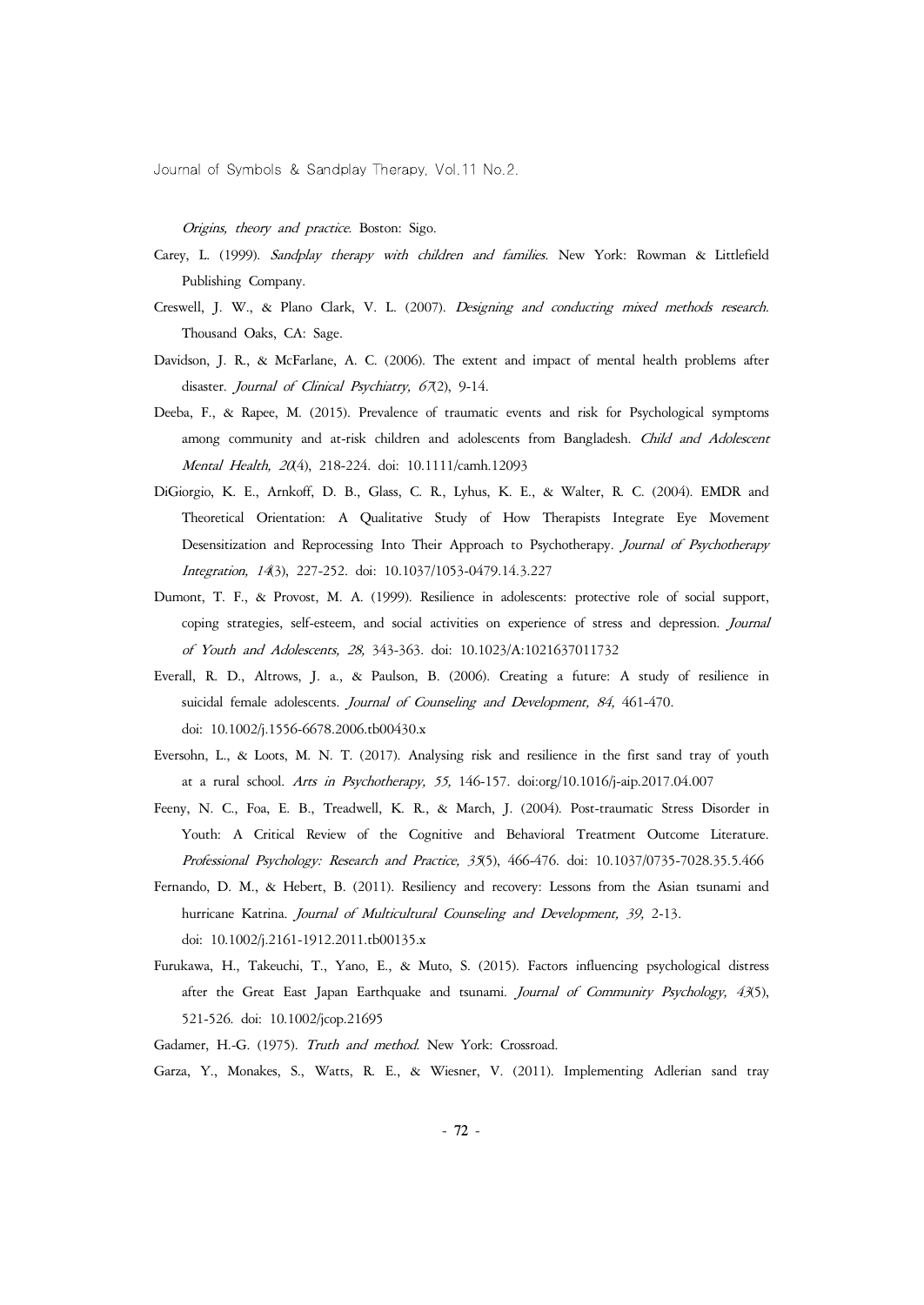*Origins, theory and practice*. Boston: Sigo.

Carey, L. (1999). *Sandplay therapy with children and families*. New York: Rowman & Littlefield Publishing Company.

Creswell, J. W., & Plano Clark, V. L. (2007). *Designing and conducting mixed methods research*. Thousand Oaks, CA: Sage.

Davidson, J. R., & McFarlane, A. C. (2006). The extent and impact of mental health problems after disaster. *Journal of Clinical Psychiatry, 67*(2), 9-14.

Deeba, F., & Rapee, M. (2015). Prevalence of traumatic events and risk for Psychological symptoms among community and at-risk children and adolescents from Bangladesh. *Child and Adolescent Mental Health, 20*(4), 218-224. doi: 10.1111/camh.12093

DiGiorgio, K. E., Arnkoff, D. B., Glass, C. R., Lyhus, K. E., & Walter, R. C. (2004). EMDR and Theoretical Orientation: A Qualitative Study of How Therapists Integrate Eye Movement Desensitization and Reprocessing Into Their Approach to Psychotherapy. *Journal of Psychotherapy Integration, 14*(3), 227-252. doi: 10.1037/1053-0479.14.3.227

Dumont, T. F., & Provost, M. A. (1999). Resilience in adolescents: protective role of social support, coping strategies, self-esteem, and social activities on experience of stress and depression. *Journal of Youth and Adolescents, 28,* 343-363. doi: 10.1023/A:1021637011732

Everall, R. D., Altrows, J. a., & Paulson, B. (2006). Creating a future: A study of resilience in suicidal female adolescents. *Journal of Counseling and Development, 84,* 461-470. doi: 10.1002/j.1556-6678.2006.tb00430.x

Eversohn, L., & Loots, M. N. T. (2017). Analysing risk and resilience in the first sand tray of youth at a rural school. *Arts in Psychotherapy, 55,* 146-157. doi:org/10.1016/j-aip.2017.04.007

Feeny, N. C., Foa, E. B., Treadwell, K. R., & March, J. (2004). Post-traumatic Stress Disorder in Youth: A Critical Review of the Cognitive and Behavioral Treatment Outcome Literature. *Professional Psychology: Research and Practice, 35*(5), 466-476. doi: 10.1037/0735-7028.35.5.466

Fernando, D. M., & Hebert, B. (2011). Resiliency and recovery: Lessons from the Asian tsunami and hurricane Katrina. *Journal of Multicultural Counseling and Development, 39,* 2-13. doi: 10.1002/j.2161-1912.2011.tb00135.x

Furukawa, H., Takeuchi, T., Yano, E., & Muto, S. (2015). Factors influencing psychological distress after the Great East Japan Earthquake and tsunami. *Journal of Community Psychology, 43*(5), 521-526. doi: 10.1002/jcop.21695

Gadamer, H.-G. (1975). *Truth and method*. New York: Crossroad.

Garza, Y., Monakes, S., Watts, R. E., & Wiesner, V. (2011). Implementing Adlerian sand tray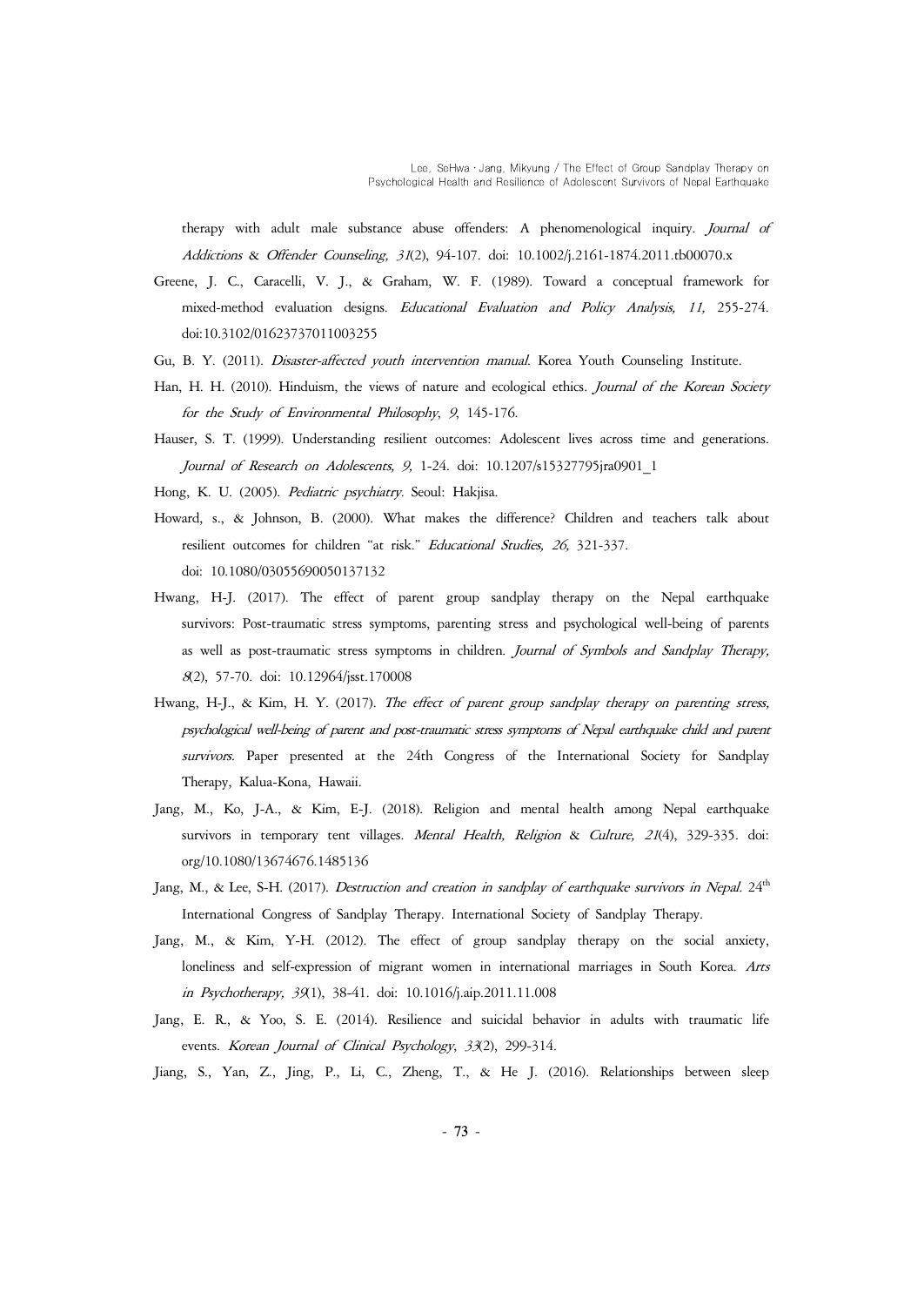therapy with adult male substance abuse offenders: A phenomenological inquiry. *Journal of Addictions & Offender Counseling, 31*(2), 94-107. doi: 10.1002/j.2161-1874.2011.tb00070.x

Greene, J. C., Caracelli, V. J., & Graham, W. F. (1989). Toward a conceptual framework for mixed-method evaluation designs. *Educational Evaluation and Policy Analysis, 11,* 255-274. doi:10.3102/01623737011003255

Gu, B. Y. (2011). *Disaster-affected youth intervention manual.* Korea Youth Counseling Institute.

Han, H. H. (2010). Hinduism, the views of nature and ecological ethics. *Journal of the Korean Society for the Study of Environmental Philosophy, 9,* 145-176.

Hauser, S. T. (1999). Understanding resilient outcomes: Adolescent lives across time and generations. *Journal of Research on Adolescents, 9,* 1-24. doi: 10.1207/s15327795jra0901_1

Hong, K. U. (2005). *Pediatric psychiatry.* Seoul: Hakjisa.

Howard, s., & Johnson, B. (2000). What makes the difference? Children and teachers talk about resilient outcomes for children "at risk." *Educational Studies, 26,* 321-337. doi: 10.1080/03055690050137132

Hwang, H-J. (2017). The effect of parent group sandplay therapy on the Nepal earthquake survivors: Post-traumatic stress symptoms, parenting stress and psychological well-being of parents as well as post-traumatic stress symptoms in children. *Journal of Symbols and Sandplay Therapy, 8*(2), 57-70. doi: 10.12964/jsst.170008

Hwang, H-J., & Kim, H. Y. (2017). *The effect of parent group sandplay therapy on parenting stress, psychological well-being of parent and post-traumatic stress symptoms of Nepal earthquake child and parent survivors.* Paper presented at the 24th Congress of the International Society for Sandplay Therapy, Kalua-Kona, Hawaii.

Jang, M., Ko, J-A., & Kim, E-J. (2018). Religion and mental health among Nepal earthquake survivors in temporary tent villages. *Mental Health, Religion & Culture, 21*(4), 329-335. doi: org/10.1080/13674676.1485136

Jang, M., & Lee, S-H. (2017). *Destruction and creation in sandplay of earthquake survivors in Nepal.* 24th International Congress of Sandplay Therapy. International Society of Sandplay Therapy.

Jang, M., & Kim, Y-H. (2012). The effect of group sandplay therapy on the social anxiety, loneliness and self-expression of migrant women in international marriages in South Korea. *Arts in Psychotherapy, 39*(1), 38-41. doi: 10.1016/j.aip.2011.11.008

Jang, E. R., & Yoo, S. E. (2014). Resilience and suicidal behavior in adults with traumatic life events. *Korean Journal of Clinical Psychology, 33*(2), 299-314.

Jiang, S., Yan, Z., Jing, P., Li, C., Zheng, T., & He J. (2016). Relationships between sleep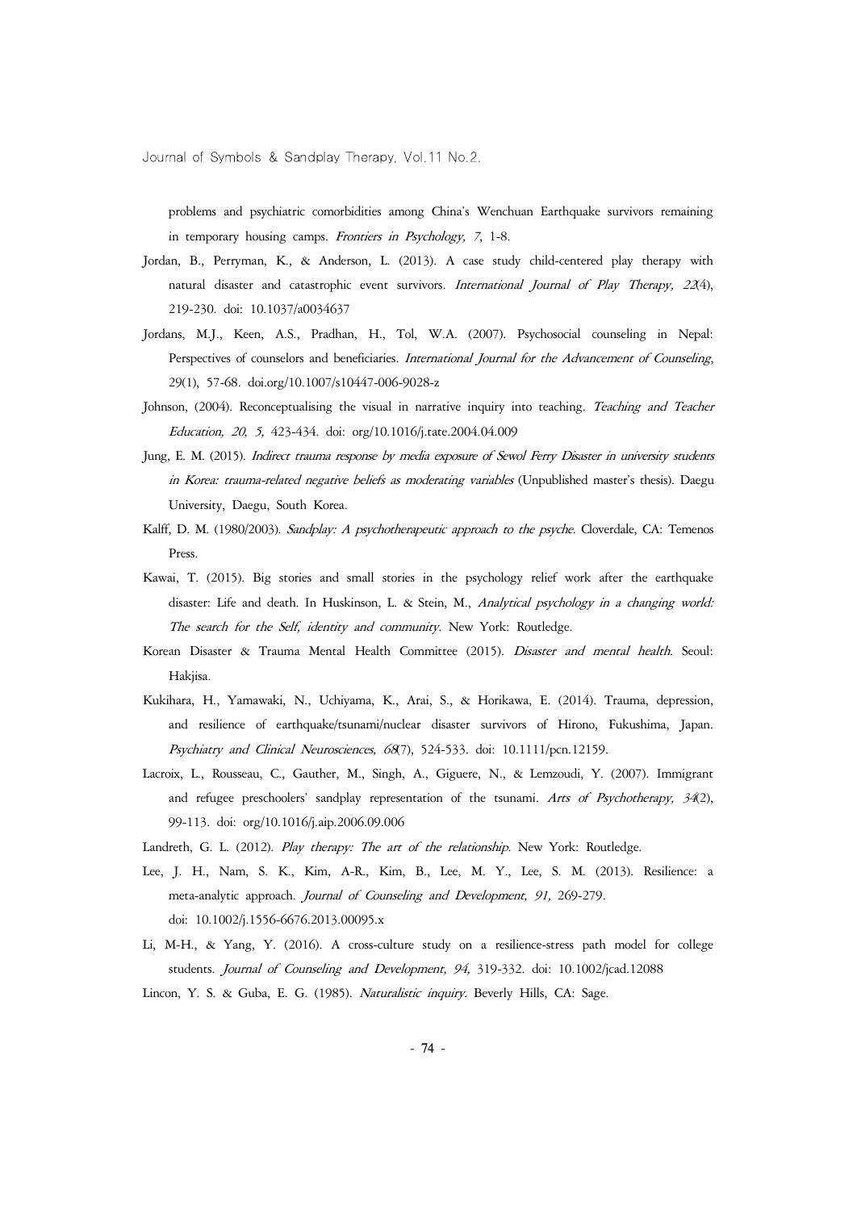problems and psychiatric comorbidities among China's Wenchuan Earthquake survivors remaining in temporary housing camps. *Frontiers in Psychology, 7*, 1-8.

Jordan, B., Perryman, K., & Anderson, L. (2013). A case study child-centered play therapy with natural disaster and catastrophic event survivors. *International Journal of Play Therapy, 22*(4), 219-230. doi: 10.1037/a0034637

Jordans, M.J., Keen, A.S., Pradhan, H., Tol, W.A. (2007). Psychosocial counseling in Nepal: Perspectives of counselors and beneficiaries. *International Journal for the Advancement of Counseling*, 29(1), 57-68. doi.org/10.1007/s10447-006-9028-z

Johnson, (2004). Reconceptualising the visual in narrative inquiry into teaching. *Teaching and Teacher Education, 20, 5,* 423-434. doi: org/10.1016/j.tate.2004.04.009

Jung, E. M. (2015). *Indirect trauma response by media exposure of Sewol Ferry Disaster in university students in Korea: trauma-related negative beliefs as moderating variables* (Unpublished master's thesis). Daegu University, Daegu, South Korea.

Kalff, D. M. (1980/2003). *Sandplay: A psychotherapeutic approach to the psyche*. Cloverdale, CA: Temenos Press.

Kawai, T. (2015). Big stories and small stories in the psychology relief work after the earthquake disaster: Life and death. In Huskinson, L. & Stein, M., *Analytical psychology in a changing world: The search for the Self, identity and community*. New York: Routledge.

Korean Disaster & Trauma Mental Health Committee (2015). *Disaster and mental health*. Seoul: Hakjisa.

Kukihara, H., Yamawaki, N., Uchiyama, K., Arai, S., & Horikawa, E. (2014). Trauma, depression, and resilience of earthquake/tsunami/nuclear disaster survivors of Hirono, Fukushima, Japan. *Psychiatry and Clinical Neurosciences, 68*(7), 524-533. doi: 10.1111/pcn.12159.

Lacroix, L., Rousseau, C., Gauther, M., Singh, A., Giguere, N., & Lemzoudi, Y. (2007). Immigrant and refugee preschoolers' sandplay representation of the tsunami. *Arts of Psychotherapy, 34*(2), 99-113. doi: org/10.1016/j.aip.2006.09.006

Landreth, G. L. (2012). *Play therapy: The art of the relationship*. New York: Routledge.

Lee, J. H., Nam, S. K., Kim, A-R., Kim, B., Lee, M. Y., Lee, S. M. (2013). Resilience: a meta-analytic approach. *Journal of Counseling and Development, 91,* 269-279. doi: 10.1002/j.1556-6676.2013.00095.x

Li, M-H., & Yang, Y. (2016). A cross-culture study on a resilience-stress path model for college students. *Journal of Counseling and Development, 94,* 319-332. doi: 10.1002/jcad.12088

Lincon, Y. S. & Guba, E. G. (1985). *Naturalistic inquiry*. Beverly Hills, CA: Sage.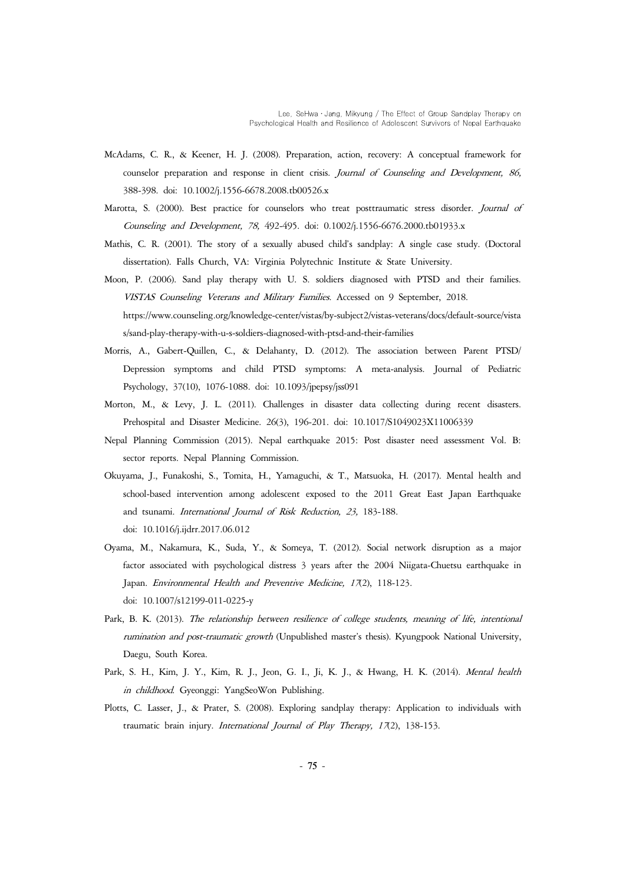McAdams, C. R., & Keener, H. J. (2008). Preparation, action, recovery: A conceptual framework for counselor preparation and response in client crisis. *Journal of Counseling and Development, 86,* 388-398. doi: 10.1002/j.1556-6678.2008.tb00526.x

Marotta, S. (2000). Best practice for counselors who treat posttraumatic stress disorder. *Journal of Counseling and Development, 78,* 492-495. doi: 0.1002/j.1556-6676.2000.tb01933.x

Mathis, C. R. (2001). The story of a sexually abused child's sandplay: A single case study. (Doctoral dissertation). Falls Church, VA: Virginia Polytechnic Institute & State University.

Moon, P. (2006). Sand play therapy with U. S. soldiers diagnosed with PTSD and their families. *VISTAS Counseling Veterans and Military Families.* Accessed on 9 September, 2018. https://www.counseling.org/knowledge-center/vistas/by-subject2/vistas-veterans/docs/default-source/vistas/sand-play-therapy-with-u-s-soldiers-diagnosed-with-ptsd-and-their-families

Morris, A., Gabert-Quillen, C., & Delahanty, D. (2012). The association between Parent PTSD/ Depression symptoms and child PTSD symptoms: A meta-analysis. Journal of Pediatric Psychology, 37(10), 1076-1088. doi: 10.1093/jpepsy/jss091

Morton, M., & Levy, J. L. (2011). Challenges in disaster data collecting during recent disasters. Prehospital and Disaster Medicine. 26(3), 196-201. doi: 10.1017/S1049023X11006339

Nepal Planning Commission (2015). Nepal earthquake 2015: Post disaster need assessment Vol. B: sector reports. Nepal Planning Commission.

Okuyama, J., Funakoshi, S., Tomita, H., Yamaguchi, & T., Matsuoka, H. (2017). Mental health and school-based intervention among adolescent exposed to the 2011 Great East Japan Earthquake and tsunami. *International Journal of Risk Reduction, 23,* 183-188. doi: 10.1016/j.ijdrr.2017.06.012

Oyama, M., Nakamura, K., Suda, Y., & Someya, T. (2012). Social network disruption as a major factor associated with psychological distress 3 years after the 2004 Niigata-Chuetsu earthquake in Japan. *Environmental Health and Preventive Medicine, 17*(2), 118-123. doi: 10.1007/s12199-011-0225-y

Park, B. K. (2013). *The relationship between resilience of college students, meaning of life, intentional rumination and post-traumatic growth* (Unpublished master's thesis). Kyungpook National University, Daegu, South Korea.

Park, S. H., Kim, J. Y., Kim, R. J., Jeon, G. I., Ji, K. J., & Hwang, H. K. (2014). *Mental health in childhood.* Gyeonggi: YangSeoWon Publishing.

Plotts, C. Lasser, J., & Prater, S. (2008). Exploring sandplay therapy: Application to individuals with traumatic brain injury. *International Journal of Play Therapy, 17*(2), 138-153.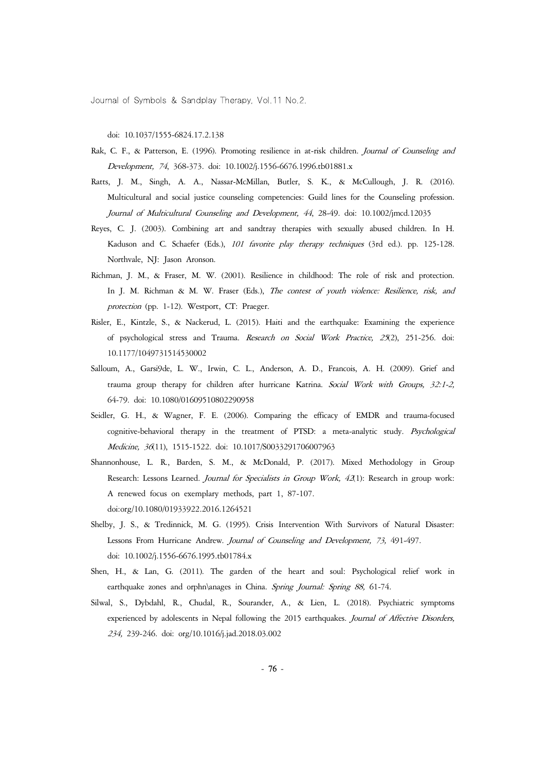doi: 10.1037/1555-6824.17.2.138

Rak, C. F., & Patterson, E. (1996). Promoting resilience in at-risk children. *Journal of Counseling and Development, 74*, 368-373. doi: 10.1002/j.1556-6676.1996.tb01881.x

Ratts, J. M., Singh, A. A., Nassar-McMillan, Butler, S. K., & McCullough, J. R. (2016). Multicultural and social justice counseling competencies: Guild lines for the Counseling profession. *Journal of Multicultural Counseling and Development, 44*, 28-49. doi: 10.1002/jmcd.12035

Reyes, C. J. (2003). Combining art and sandtray therapies with sexually abused children. In H. Kaduson and C. Schaefer (Eds.), *101 favorite play therapy techniques* (3rd ed.). pp. 125-128. Northvale, NJ: Jason Aronson.

Richman, J. M., & Fraser, M. W. (2001). Resilience in childhood: The role of risk and protection. In J. M. Richman & M. W. Fraser (Eds.), *The contest of youth violence: Resilience, risk, and protection* (pp. 1-12). Westport, CT: Praeger.

Risler, E., Kintzle, S., & Nackerud, L. (2015). Haiti and the earthquake: Examining the experience of psychological stress and Trauma. *Research on Social Work Practice, 25*(2), 251-256. doi: 10.1177/1049731514530002

Salloum, A., Garsi9de, L. W., Irwin, C. L., Anderson, A. D., Francois, A. H. (2009). Grief and trauma group therapy for children after hurricane Katrina. *Social Work with Groups, 32:1-2,* 64-79. doi: 10.1080/01609510802290958

Seidler, G. H., & Wagner, F. E. (2006). Comparing the efficacy of EMDR and trauma-focused cognitive-behavioral therapy in the treatment of PTSD: a meta-analytic study. *Psychological Medicine, 36*(11), 1515-1522. doi: 10.1017/S0033291706007963

Shannonhouse, L. R., Barden, S. M., & McDonald, P. (2017). Mixed Methodology in Group Research: Lessons Learned. *Journal for Specialists in Group Work, 42*(1): Research in group work: A renewed focus on exemplary methods, part 1, 87-107. doi:org/10.1080/01933922.2016.1264521

Shelby, J. S., & Tredinnick, M. G. (1995). Crisis Intervention With Survivors of Natural Disaster: Lessons From Hurricane Andrew. *Journal of Counseling and Development, 73,* 491-497. doi: 10.1002/j.1556-6676.1995.tb01784.x

Shen, H., & Lan, G. (2011). The garden of the heart and soul: Psychological relief work in earthquake zones and orphn\anages in China. *Spring Journal: Spring 88,* 61-74.

Silwal, S., Dybdahl, R., Chudal, R., Sourander, A., & Lien, L. (2018). Psychiatric symptoms experienced by adolescents in Nepal following the 2015 earthquakes. *Journal of Affective Disorders, 234,* 239-246. doi: org/10.1016/j.jad.2018.03.002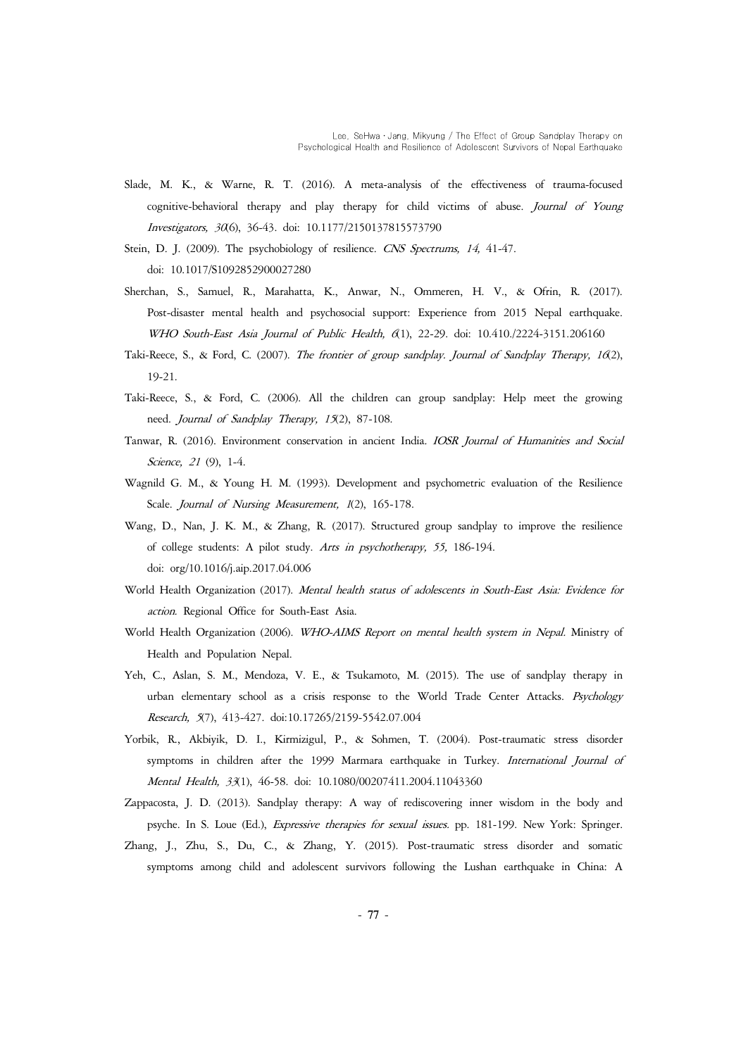Slade, M. K., & Warne, R. T. (2016). A meta-analysis of the effectiveness of trauma-focused cognitive-behavioral therapy and play therapy for child victims of abuse. *Journal of Young Investigators, 30*(6), 36-43. doi: 10.1177/2150137815573790

Stein, D. J. (2009). The psychobiology of resilience. *CNS Spectrums, 14,* 41-47. doi: 10.1017/S1092852900027280

Sherchan, S., Samuel, R., Marahatta, K., Anwar, N., Ommeren, H. V., & Ofrin, R. (2017). Post-disaster mental health and psychosocial support: Experience from 2015 Nepal earthquake. *WHO South-East Asia Journal of Public Health, 6*(1), 22-29. doi: 10.410./2224-3151.206160

Taki-Reece, S., & Ford, C. (2007). *The frontier of group sandplay. Journal of Sandplay Therapy, 16*(2), 19-21.

Taki-Reece, S., & Ford, C. (2006). All the children can group sandplay: Help meet the growing need. *Journal of Sandplay Therapy, 15*(2), 87-108.

Tanwar, R. (2016). Environment conservation in ancient India. *IOSR Journal of Humanities and Social Science, 21* (9), 1-4.

Wagnild G. M., & Young H. M. (1993). Development and psychometric evaluation of the Resilience Scale. *Journal of Nursing Measurement, 1*(2), 165-178.

Wang, D., Nan, J. K. M., & Zhang, R. (2017). Structured group sandplay to improve the resilience of college students: A pilot study. *Arts in psychotherapy, 55,* 186-194. doi: org/10.1016/j.aip.2017.04.006

World Health Organization (2017). *Mental health status of adolescents in South-East Asia: Evidence for action.* Regional Office for South-East Asia.

World Health Organization (2006). *WHO-AIMS Report on mental health system in Nepal.* Ministry of Health and Population Nepal.

Yeh, C., Aslan, S. M., Mendoza, V. E., & Tsukamoto, M. (2015). The use of sandplay therapy in urban elementary school as a crisis response to the World Trade Center Attacks. *Psychology Research, 5*(7), 413-427. doi:10.17265/2159-5542.07.004

Yorbik, R., Akbiyik, D. I., Kirmizigul, P., & Sohmen, T. (2004). Post-traumatic stress disorder symptoms in children after the 1999 Marmara earthquake in Turkey. *International Journal of Mental Health, 33*(1), 46-58. doi: 10.1080/00207411.2004.11043360

Zappacosta, J. D. (2013). Sandplay therapy: A way of rediscovering inner wisdom in the body and psyche. In S. Loue (Ed.), *Expressive therapies for sexual issues.* pp. 181-199. New York: Springer.

Zhang, J., Zhu, S., Du, C., & Zhang, Y. (2015). Post-traumatic stress disorder and somatic symptoms among child and adolescent survivors following the Lushan earthquake in China: A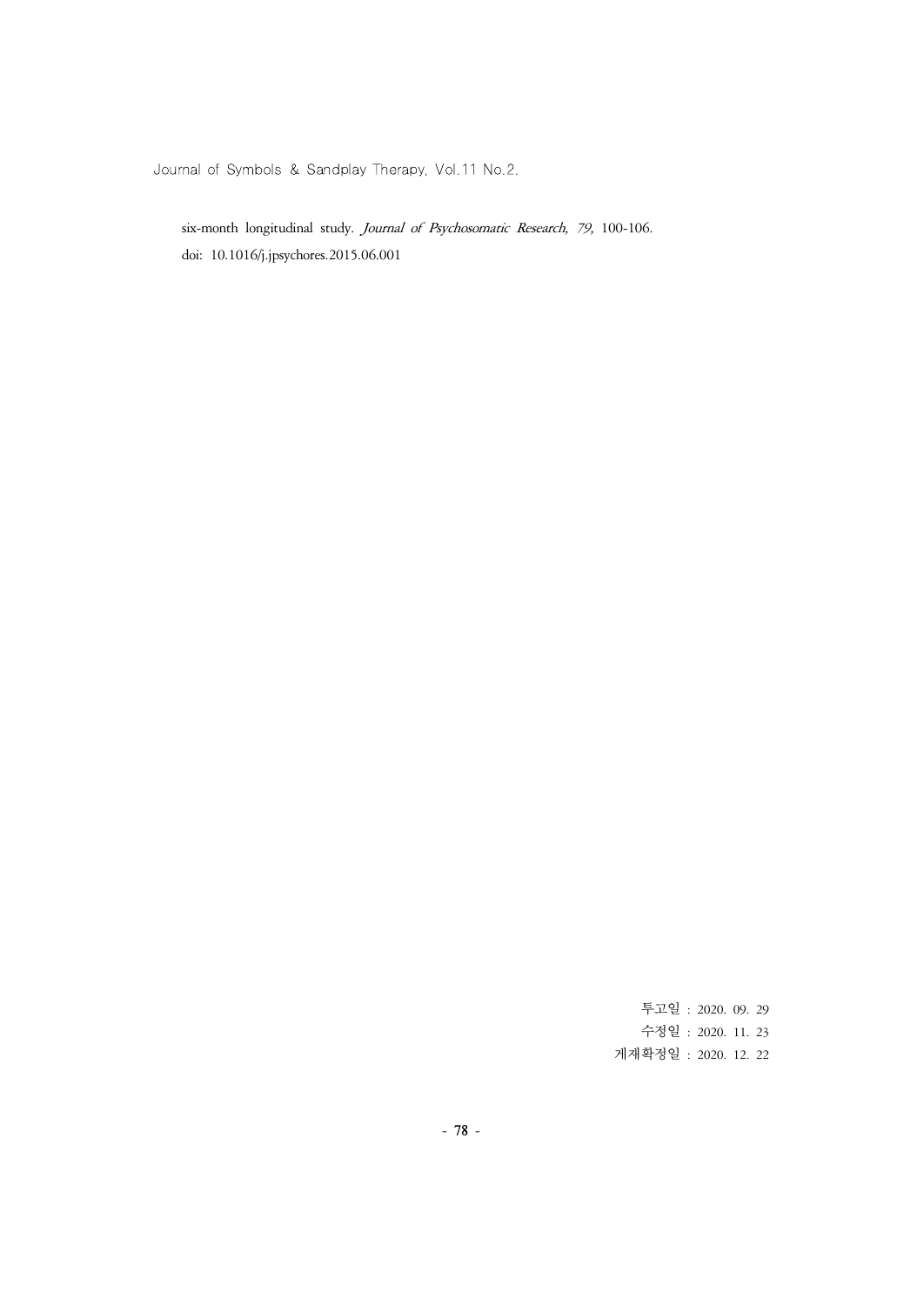six-month longitudinal study. *Journal of Psychosomatic Research, 79,* 100-106. doi: 10.1016/j.jpsychores.2015.06.001

투고일 : 2020. 09. 29
수정일 : 2020. 11. 23
게재확정일 : 2020. 12. 22